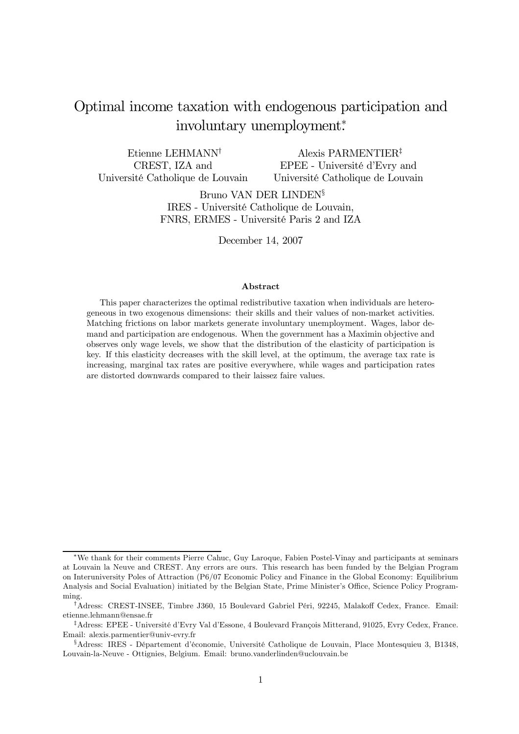# Optimal income taxation with endogenous participation and involuntary unemployment*

Etienne LEHMANN[†]
CREST, IZA and
Université Catholique de Louvain

Alexis PARMENTIER[‡]
EPEE - Université d'Evry and
Université Catholique de Louvain

Bruno VAN DER LINDEN[§]
IRES - Université Catholique de Louvain,
FNRS, ERMES - Université Paris 2 and IZA

December 14, 2007

### Abstract

This paper characterizes the optimal redistributive taxation when individuals are heterogeneous in two exogenous dimensions: their skills and their values of non-market activities. Matching frictions on labor markets generate involuntary unemployment. Wages, labor demand and participation are endogenous. When the government has a Maximin objective and observes only wage levels, we show that the distribution of the elasticity of participation is key. If this elasticity decreases with the skill level, at the optimum, the average tax rate is increasing, marginal tax rates are positive everywhere, while wages and participation rates are distorted downwards compared to their laissez faire values.

---

*We thank for their comments Pierre Cahuc, Guy Laroque, Fabien Postel-Vinay and participants at seminars at Louvain la Neuve and CREST. Any errors are ours. This research has been funded by the Belgian Program on Interuniversity Poles of Attraction (P6/07 Economic Policy and Finance in the Global Economy: Equilibrium Analysis and Social Evaluation) initiated by the Belgian State, Prime Minister's Office, Science Policy Programming.

[†]Adress: CREST-INSEE, Timbre J360, 15 Boulevard Gabriel Péri, 92245, Malakoff Cedex, France. Email: etienne.lehmann@ensae.fr

[‡]Adress: EPEE - Université d'Evry Val d'Essone, 4 Boulevard François Mitterand, 91025, Evry Cedex, France. Email: alexis.parmentier@univ-evry.fr

[§]Adress: IRES - Département d'économie, Université Catholique de Louvain, Place Montesquieu 3, B1348, Louvain-la-Neuve - Ottignies, Belgium. Email: bruno.vanderlinden@uclouvain.be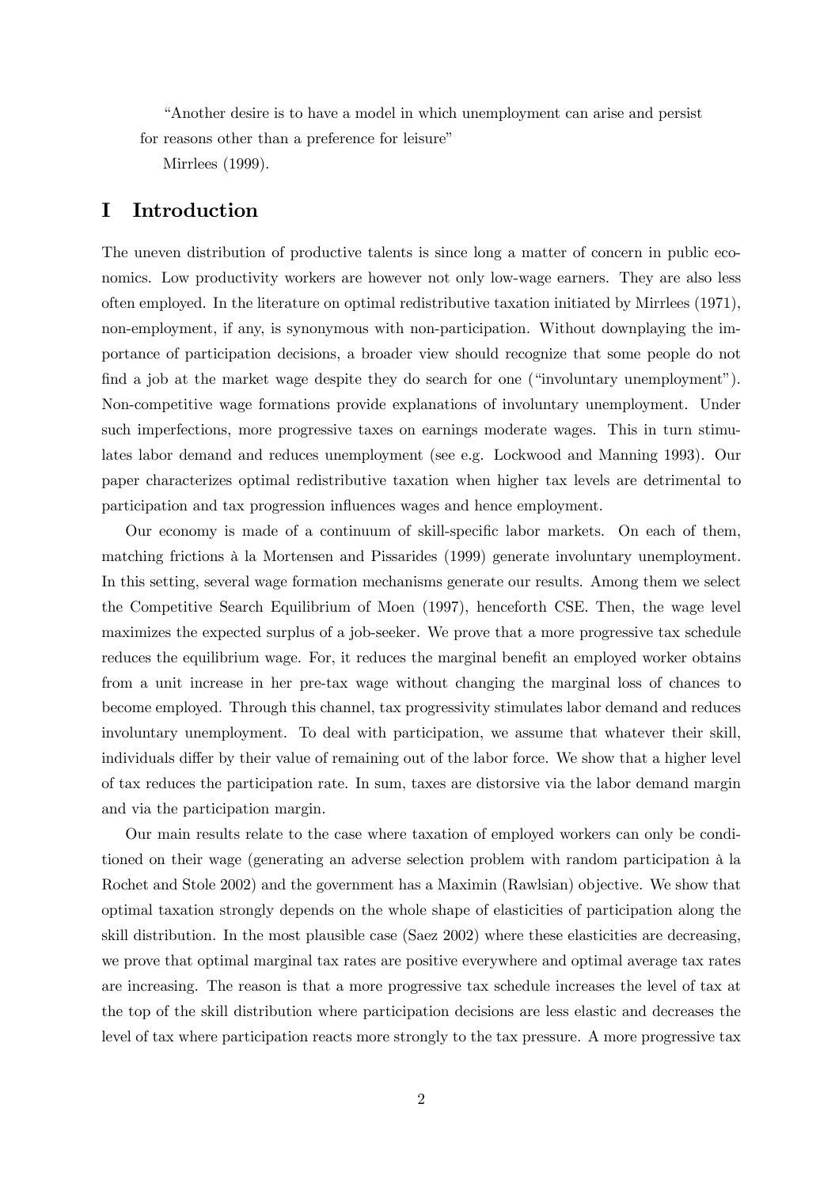"Another desire is to have a model in which unemployment can arise and persist for reasons other than a preference for leisure"

Mirrlees (1999).

# I Introduction

The uneven distribution of productive talents is since long a matter of concern in public economics. Low productivity workers are however not only low-wage earners. They are also less often employed. In the literature on optimal redistributive taxation initiated by Mirrlees (1971), non-employment, if any, is synonymous with non-participation. Without downplaying the importance of participation decisions, a broader view should recognize that some people do not find a job at the market wage despite they do search for one ("involuntary unemployment"). Non-competitive wage formations provide explanations of involuntary unemployment. Under such imperfections, more progressive taxes on earnings moderate wages. This in turn stimulates labor demand and reduces unemployment (see e.g. Lockwood and Manning 1993). Our paper characterizes optimal redistributive taxation when higher tax levels are detrimental to participation and tax progression influences wages and hence employment.

Our economy is made of a continuum of skill-specific labor markets. On each of them, matching frictions à la Mortensen and Pissarides (1999) generate involuntary unemployment. In this setting, several wage formation mechanisms generate our results. Among them we select the Competitive Search Equilibrium of Moen (1997), henceforth CSE. Then, the wage level maximizes the expected surplus of a job-seeker. We prove that a more progressive tax schedule reduces the equilibrium wage. For, it reduces the marginal benefit an employed worker obtains from a unit increase in her pre-tax wage without changing the marginal loss of chances to become employed. Through this channel, tax progressivity stimulates labor demand and reduces involuntary unemployment. To deal with participation, we assume that whatever their skill, individuals differ by their value of remaining out of the labor force. We show that a higher level of tax reduces the participation rate. In sum, taxes are distorsive via the labor demand margin and via the participation margin.

Our main results relate to the case where taxation of employed workers can only be conditioned on their wage (generating an adverse selection problem with random participation à la Rochet and Stole 2002) and the government has a Maximin (Rawlsian) objective. We show that optimal taxation strongly depends on the whole shape of elasticities of participation along the skill distribution. In the most plausible case (Saez 2002) where these elasticities are decreasing, we prove that optimal marginal tax rates are positive everywhere and optimal average tax rates are increasing. The reason is that a more progressive tax schedule increases the level of tax at the top of the skill distribution where participation decisions are less elastic and decreases the level of tax where participation reacts more strongly to the tax pressure. A more progressive tax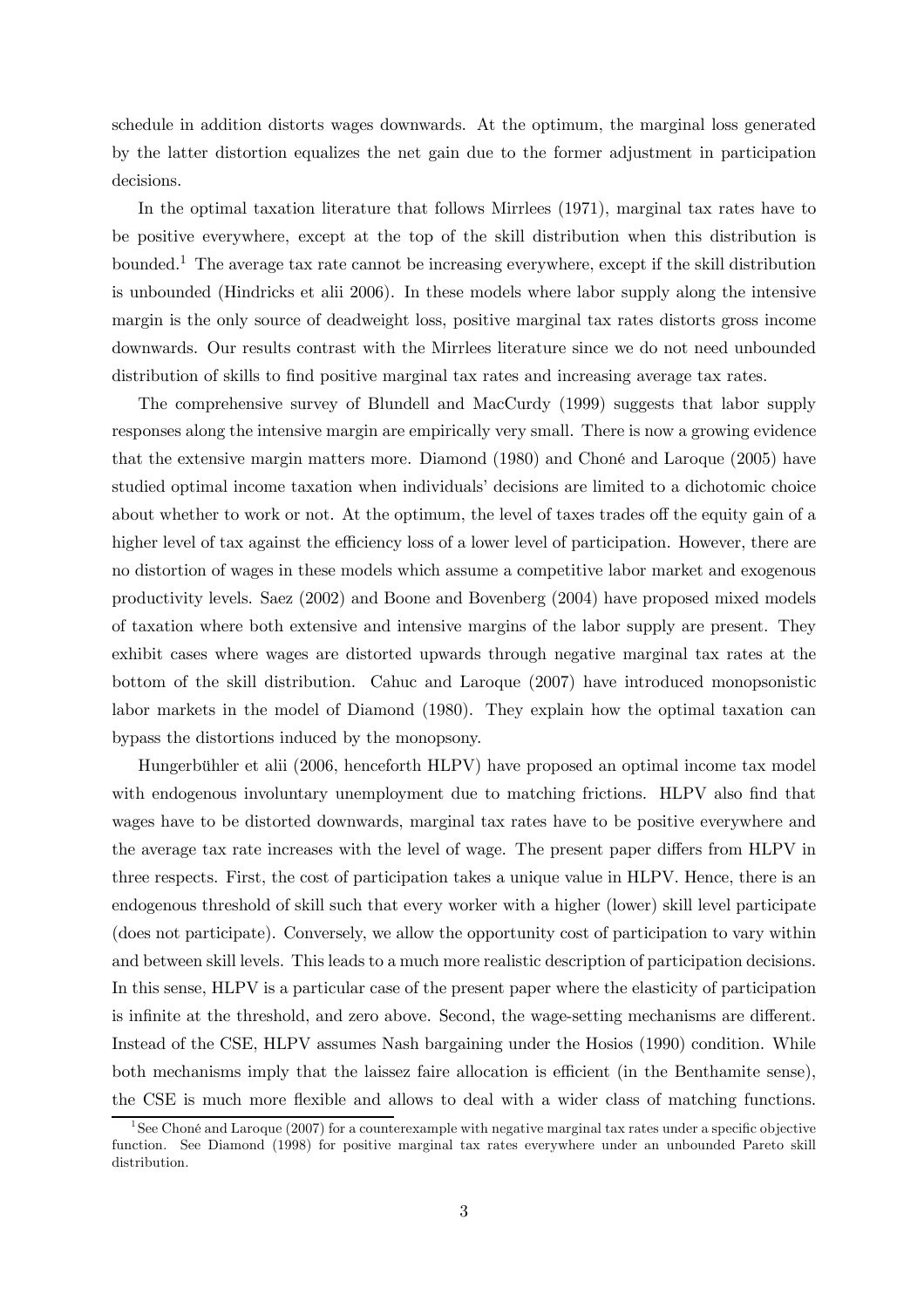schedule in addition distorts wages downwards. At the optimum, the marginal loss generated by the latter distortion equalizes the net gain due to the former adjustment in participation decisions.

In the optimal taxation literature that follows Mirrlees (1971), marginal tax rates have to be positive everywhere, except at the top of the skill distribution when this distribution is bounded.[1] The average tax rate cannot be increasing everywhere, except if the skill distribution is unbounded (Hindricks et alii 2006). In these models where labor supply along the intensive margin is the only source of deadweight loss, positive marginal tax rates distorts gross income downwards. Our results contrast with the Mirrlees literature since we do not need unbounded distribution of skills to find positive marginal tax rates and increasing average tax rates.

The comprehensive survey of Blundell and MacCurdy (1999) suggests that labor supply responses along the intensive margin are empirically very small. There is now a growing evidence that the extensive margin matters more. Diamond (1980) and Choné and Laroque (2005) have studied optimal income taxation when individuals' decisions are limited to a dichotomic choice about whether to work or not. At the optimum, the level of taxes trades off the equity gain of a higher level of tax against the efficiency loss of a lower level of participation. However, there are no distortion of wages in these models which assume a competitive labor market and exogenous productivity levels. Saez (2002) and Boone and Bovenberg (2004) have proposed mixed models of taxation where both extensive and intensive margins of the labor supply are present. They exhibit cases where wages are distorted upwards through negative marginal tax rates at the bottom of the skill distribution. Cahuc and Laroque (2007) have introduced monopsonistic labor markets in the model of Diamond (1980). They explain how the optimal taxation can bypass the distortions induced by the monopsony.

Hungerbühler et alii (2006, henceforth HLPV) have proposed an optimal income tax model with endogenous involuntary unemployment due to matching frictions. HLPV also find that wages have to be distorted downwards, marginal tax rates have to be positive everywhere and the average tax rate increases with the level of wage. The present paper differs from HLPV in three respects. First, the cost of participation takes a unique value in HLPV. Hence, there is an endogenous threshold of skill such that every worker with a higher (lower) skill level participate (does not participate). Conversely, we allow the opportunity cost of participation to vary within and between skill levels. This leads to a much more realistic description of participation decisions. In this sense, HLPV is a particular case of the present paper where the elasticity of participation is infinite at the threshold, and zero above. Second, the wage-setting mechanisms are different. Instead of the CSE, HLPV assumes Nash bargaining under the Hosios (1990) condition. While both mechanisms imply that the laissez faire allocation is efficient (in the Benthamite sense), the CSE is much more flexible and allows to deal with a wider class of matching functions.

[1] See Choné and Laroque (2007) for a counterexample with negative marginal tax rates under a specific objective function. See Diamond (1998) for positive marginal tax rates everywhere under an unbounded Pareto skill distribution.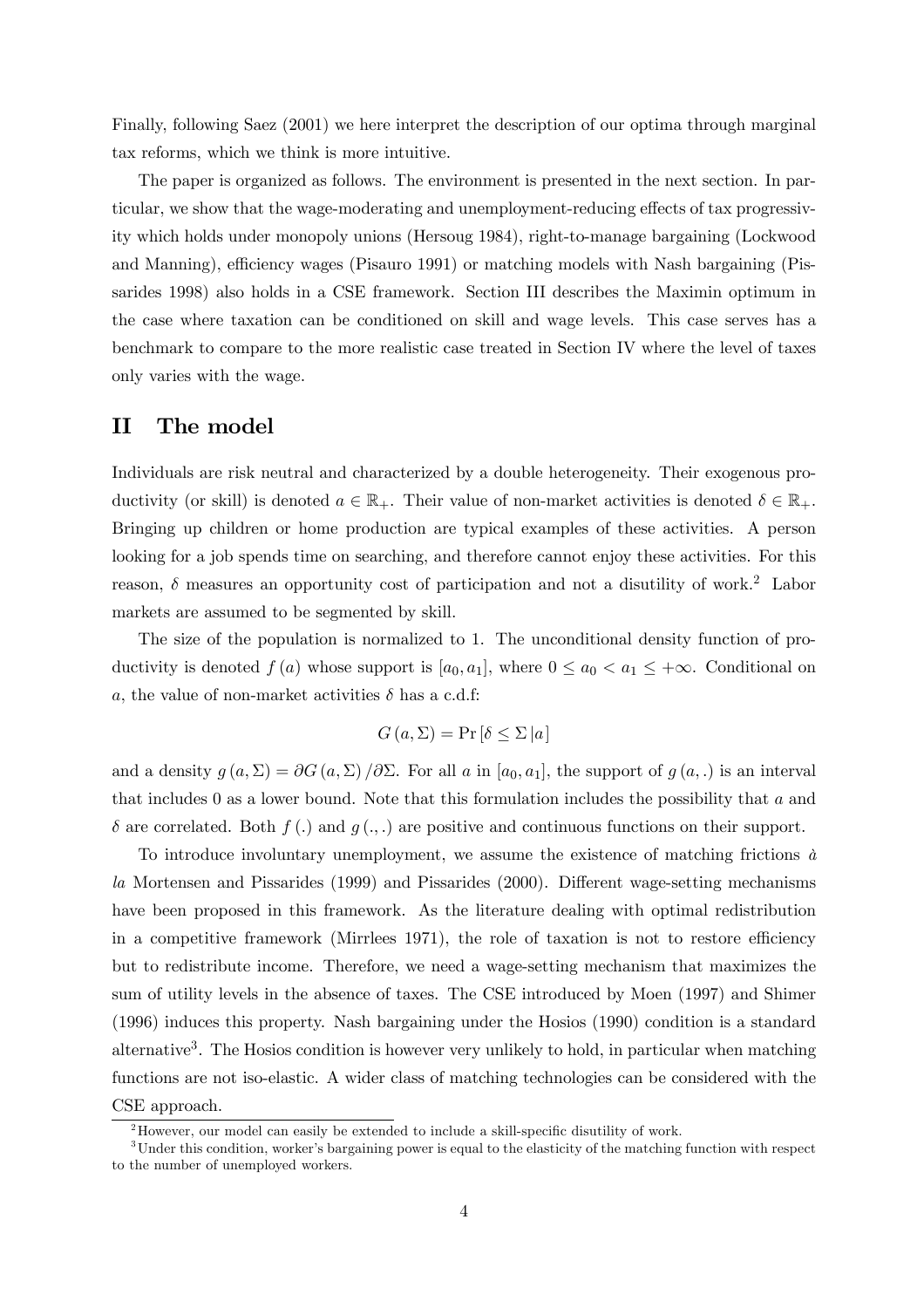Finally, following Saez (2001) we here interpret the description of our optima through marginal tax reforms, which we think is more intuitive.

The paper is organized as follows. The environment is presented in the next section. In particular, we show that the wage-moderating and unemployment-reducing effects of tax progressivity which holds under monopoly unions (Hersoug 1984), right-to-manage bargaining (Lockwood and Manning), efficiency wages (Pisauro 1991) or matching models with Nash bargaining (Pissarides 1998) also holds in a CSE framework. Section III describes the Maximin optimum in the case where taxation can be conditioned on skill and wage levels. This case serves has a benchmark to compare to the more realistic case treated in Section IV where the level of taxes only varies with the wage.

## II The model

Individuals are risk neutral and characterized by a double heterogeneity. Their exogenous productivity (or skill) is denoted $a \in \mathbb{R}_+$. Their value of non-market activities is denoted $\delta \in \mathbb{R}_+$. Bringing up children or home production are typical examples of these activities. A person looking for a job spends time on searching, and therefore cannot enjoy these activities. For this reason, $\delta$ measures an opportunity cost of participation and not a disutility of work.[2] Labor markets are assumed to be segmented by skill.

The size of the population is normalized to 1. The unconditional density function of productivity is denoted $f(a)$ whose support is $[a_0, a_1]$, where $0 \leq a_0 < a_1 \leq +\infty$. Conditional on $a$, the value of non-market activities $\delta$ has a c.d.f:

$$G(a, \Sigma) = \Pr[\delta \leq \Sigma \,|a]$$

and a density $g(a, \Sigma) = \partial G(a, \Sigma) / \partial \Sigma$. For all $a$ in $[a_0, a_1]$, the support of $g(a, .)$ is an interval that includes 0 as a lower bound. Note that this formulation includes the possibility that $a$ and $\delta$ are correlated. Both $f(.)$ and $g(.,.)$ are positive and continuous functions on their support.

To introduce involuntary unemployment, we assume the existence of matching frictions *à la* Mortensen and Pissarides (1999) and Pissarides (2000). Different wage-setting mechanisms have been proposed in this framework. As the literature dealing with optimal redistribution in a competitive framework (Mirrlees 1971), the role of taxation is not to restore efficiency but to redistribute income. Therefore, we need a wage-setting mechanism that maximizes the sum of utility levels in the absence of taxes. The CSE introduced by Moen (1997) and Shimer (1996) induces this property. Nash bargaining under the Hosios (1990) condition is a standard alternative[3]. The Hosios condition is however very unlikely to hold, in particular when matching functions are not iso-elastic. A wider class of matching technologies can be considered with the CSE approach.

[2] However, our model can easily be extended to include a skill-specific disutility of work.

[3] Under this condition, worker's bargaining power is equal to the elasticity of the matching function with respect to the number of unemployed workers.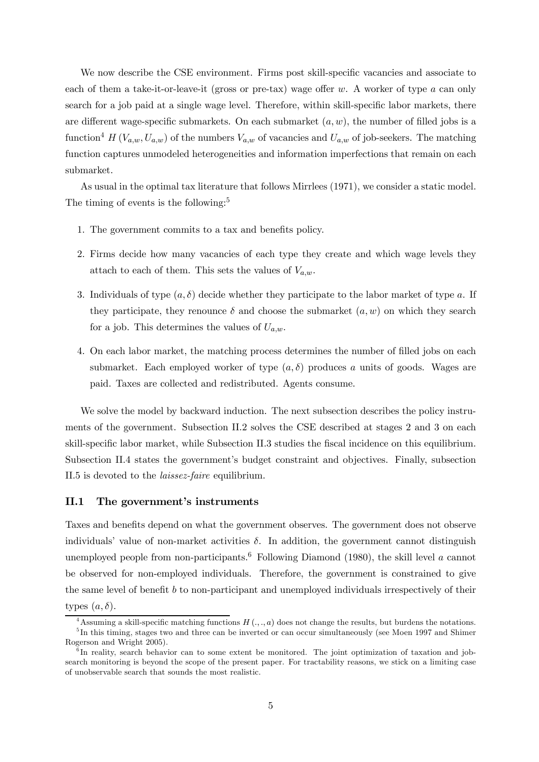We now describe the CSE environment. Firms post skill-specific vacancies and associate to each of them a take-it-or-leave-it (gross or pre-tax) wage offer $w$. A worker of type $a$ can only search for a job paid at a single wage level. Therefore, within skill-specific labor markets, there are different wage-specific submarkets. On each submarket $(a, w)$, the number of filled jobs is a function[4] $H(V_{a,w}, U_{a,w})$ of the numbers $V_{a,w}$ of vacancies and $U_{a,w}$ of job-seekers. The matching function captures unmodeled heterogeneities and information imperfections that remain on each submarket.

As usual in the optimal tax literature that follows Mirrlees (1971), we consider a static model. The timing of events is the following:[5]

1. The government commits to a tax and benefits policy.
2. Firms decide how many vacancies of each type they create and which wage levels they attach to each of them. This sets the values of $V_{a,w}$.
3. Individuals of type $(a, \delta)$ decide whether they participate to the labor market of type $a$. If they participate, they renounce $\delta$ and choose the submarket $(a, w)$ on which they search for a job. This determines the values of $U_{a,w}$.
4. On each labor market, the matching process determines the number of filled jobs on each submarket. Each employed worker of type $(a, \delta)$ produces $a$ units of goods. Wages are paid. Taxes are collected and redistributed. Agents consume.

We solve the model by backward induction. The next subsection describes the policy instruments of the government. Subsection II.2 solves the CSE described at stages 2 and 3 on each skill-specific labor market, while Subsection II.3 studies the fiscal incidence on this equilibrium. Subsection II.4 states the government's budget constraint and objectives. Finally, subsection II.5 is devoted to the *laissez-faire* equilibrium.

### II.1 The government's instruments

Taxes and benefits depend on what the government observes. The government does not observe individuals' value of non-market activities $\delta$. In addition, the government cannot distinguish unemployed people from non-participants.[6] Following Diamond (1980), the skill level $a$ cannot be observed for non-employed individuals. Therefore, the government is constrained to give the same level of benefit $b$ to non-participant and unemployed individuals irrespectively of their types $(a, \delta)$.

[4] Assuming a skill-specific matching functions $H(.,.,a)$ does not change the results, but burdens the notations.

[5] In this timing, stages two and three can be inverted or can occur simultaneously (see Moen 1997 and Shimer Rogerson and Wright 2005).

[6] In reality, search behavior can to some extent be monitored. The joint optimization of taxation and job-search monitoring is beyond the scope of the present paper. For tractability reasons, we stick on a limiting case of unobservable search that sounds the most realistic.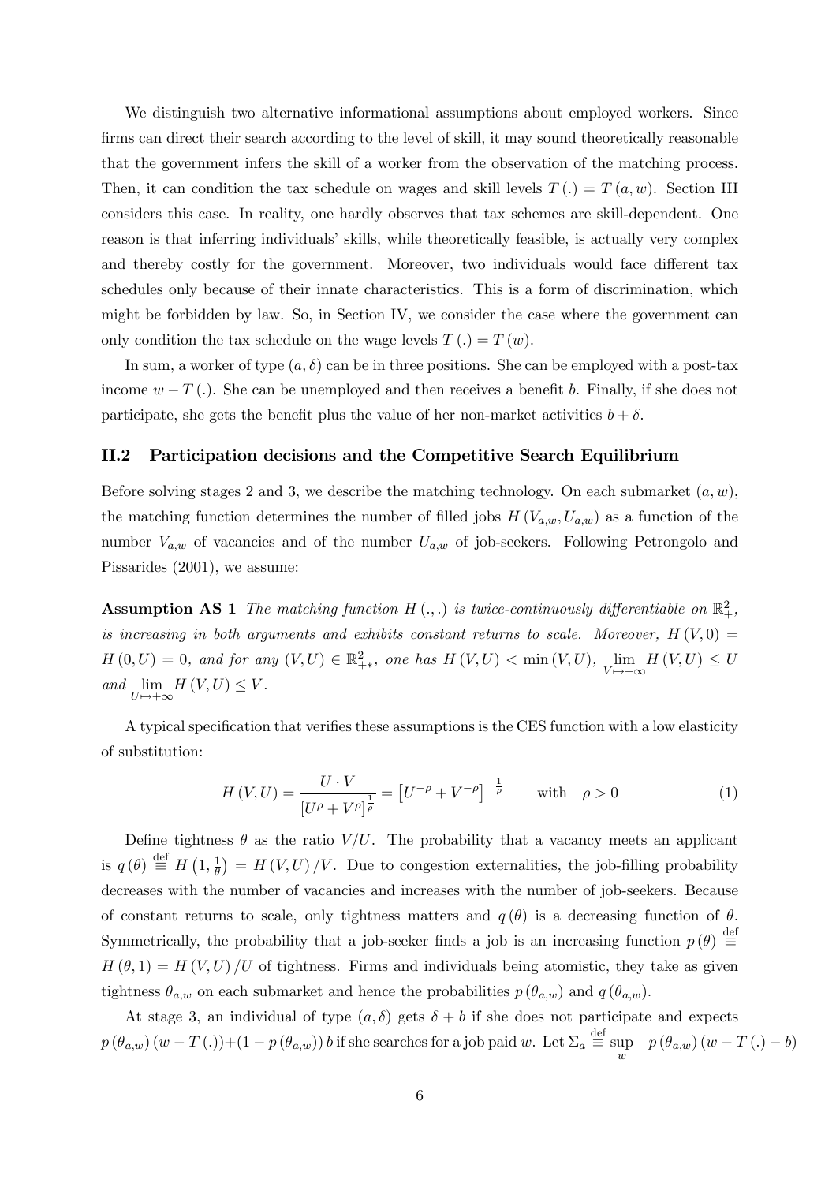We distinguish two alternative informational assumptions about employed workers. Since firms can direct their search according to the level of skill, it may sound theoretically reasonable that the government infers the skill of a worker from the observation of the matching process. Then, it can condition the tax schedule on wages and skill levels $T(.) = T(a, w)$. Section III considers this case. In reality, one hardly observes that tax schemes are skill-dependent. One reason is that inferring individuals' skills, while theoretically feasible, is actually very complex and thereby costly for the government. Moreover, two individuals would face different tax schedules only because of their innate characteristics. This is a form of discrimination, which might be forbidden by law. So, in Section IV, we consider the case where the government can only condition the tax schedule on the wage levels $T(.) = T(w)$.

In sum, a worker of type $(a, \delta)$ can be in three positions. She can be employed with a post-tax income $w - T(.)$. She can be unemployed and then receives a benefit $b$. Finally, if she does not participate, she gets the benefit plus the value of her non-market activities $b + \delta$.

## II.2 Participation decisions and the Competitive Search Equilibrium

Before solving stages 2 and 3, we describe the matching technology. On each submarket $(a, w)$, the matching function determines the number of filled jobs $H(V_{a,w}, U_{a,w})$ as a function of the number $V_{a,w}$ of vacancies and of the number $U_{a,w}$ of job-seekers. Following Petrongolo and Pissarides (2001), we assume:

**Assumption AS 1** *The matching function $H(.,.)$ is twice-continuously differentiable on $\mathbb{R}^2_+$, is increasing in both arguments and exhibits constant returns to scale. Moreover, $H(V, 0) = H(0, U) = 0$, and for any $(V, U) \in \mathbb{R}^2_{+*}$, one has $H(V, U) < \min(V, U)$, $\lim_{V \mapsto +\infty} H(V, U) \leq U$ and $\lim_{U \mapsto +\infty} H(V, U) \leq V$.*

A typical specification that verifies these assumptions is the CES function with a low elasticity of substitution:

$$H(V, U) = \frac{U \cdot V}{[U^\rho + V^\rho]^{\frac{1}{\rho}}} = \left[U^{-\rho} + V^{-\rho}\right]^{-\frac{1}{\rho}} \qquad \text{with} \quad \rho > 0 \tag{1}$$

Define tightness $\theta$ as the ratio $V/U$. The probability that a vacancy meets an applicant is $q(\theta) \stackrel{\text{def}}{\equiv} H\left(1, \frac{1}{\theta}\right) = H(V, U)/V$. Due to congestion externalities, the job-filling probability decreases with the number of vacancies and increases with the number of job-seekers. Because of constant returns to scale, only tightness matters and $q(\theta)$ is a decreasing function of $\theta$. Symmetrically, the probability that a job-seeker finds a job is an increasing function $p(\theta) \stackrel{\text{def}}{\equiv} H(\theta, 1) = H(V, U)/U$ of tightness. Firms and individuals being atomistic, they take as given tightness $\theta_{a,w}$ on each submarket and hence the probabilities $p(\theta_{a,w})$ and $q(\theta_{a,w})$.

At stage 3, an individual of type $(a, \delta)$ gets $\delta + b$ if she does not participate and expects $p(\theta_{a,w})(w - T(.)) + (1 - p(\theta_{a,w}))\, b$ if she searches for a job paid $w$. Let $\Sigma_a \stackrel{\text{def}}{\equiv} \sup_w \; p(\theta_{a,w})(w - T(.) - b)$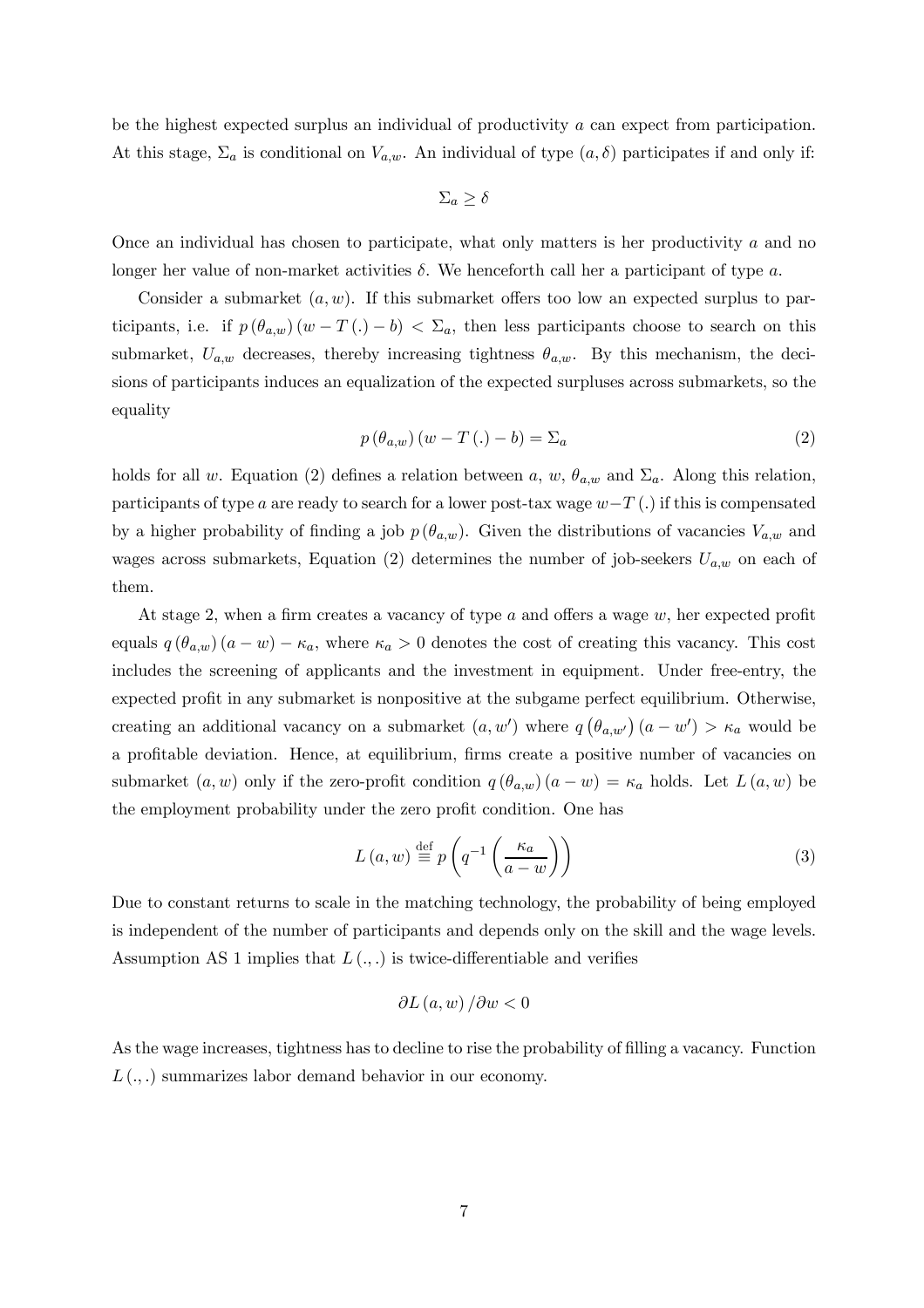be the highest expected surplus an individual of productivity $a$ can expect from participation. At this stage, $\Sigma_a$ is conditional on $V_{a,w}$. An individual of type $(a, \delta)$ participates if and only if:

$$\Sigma_a \geq \delta$$

Once an individual has chosen to participate, what only matters is her productivity $a$ and no longer her value of non-market activities $\delta$. We henceforth call her a participant of type $a$.

Consider a submarket $(a, w)$. If this submarket offers too low an expected surplus to participants, i.e. if $p(\theta_{a,w})(w - T(.) - b) < \Sigma_a$, then less participants choose to search on this submarket, $U_{a,w}$ decreases, thereby increasing tightness $\theta_{a,w}$. By this mechanism, the decisions of participants induces an equalization of the expected surpluses across submarkets, so the equality

$$p(\theta_{a,w})(w - T(.) - b) = \Sigma_a \tag{2}$$

holds for all $w$. Equation (2) defines a relation between $a$, $w$, $\theta_{a,w}$ and $\Sigma_a$. Along this relation, participants of type $a$ are ready to search for a lower post-tax wage $w - T(.)$ if this is compensated by a higher probability of finding a job $p(\theta_{a,w})$. Given the distributions of vacancies $V_{a,w}$ and wages across submarkets, Equation (2) determines the number of job-seekers $U_{a,w}$ on each of them.

At stage 2, when a firm creates a vacancy of type $a$ and offers a wage $w$, her expected profit equals $q(\theta_{a,w})(a - w) - \kappa_a$, where $\kappa_a > 0$ denotes the cost of creating this vacancy. This cost includes the screening of applicants and the investment in equipment. Under free-entry, the expected profit in any submarket is nonpositive at the subgame perfect equilibrium. Otherwise, creating an additional vacancy on a submarket $(a, w')$ where $q(\theta_{a,w'})(a - w') > \kappa_a$ would be a profitable deviation. Hence, at equilibrium, firms create a positive number of vacancies on submarket $(a, w)$ only if the zero-profit condition $q(\theta_{a,w})(a - w) = \kappa_a$ holds. Let $L(a, w)$ be the employment probability under the zero profit condition. One has

$$L(a, w) \stackrel{\text{def}}{\equiv} p\left(q^{-1}\left(\frac{\kappa_a}{a - w}\right)\right) \tag{3}$$

Due to constant returns to scale in the matching technology, the probability of being employed is independent of the number of participants and depends only on the skill and the wage levels. Assumption AS 1 implies that $L(.,.)$ is twice-differentiable and verifies

$$\partial L(a, w) / \partial w < 0$$

As the wage increases, tightness has to decline to rise the probability of filling a vacancy. Function $L(.,.)$ summarizes labor demand behavior in our economy.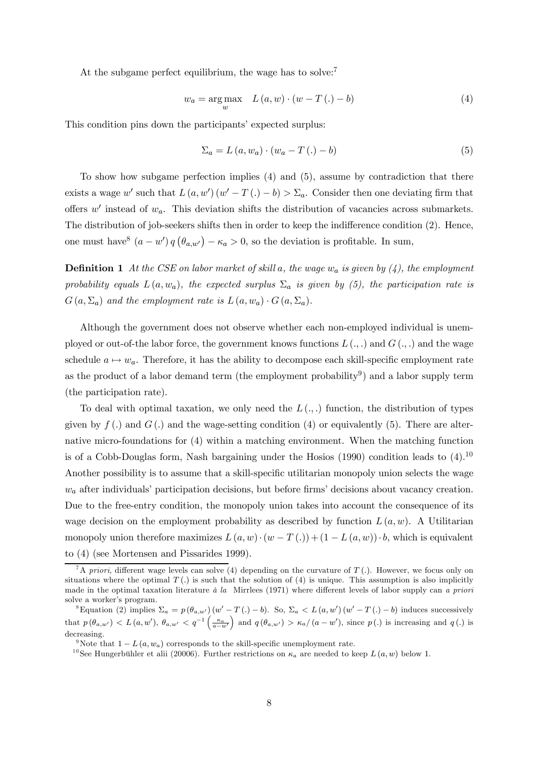At the subgame perfect equilibrium, the wage has to solve:[7]

$$w_a = \arg\max_w \quad L(a, w) \cdot (w - T(.) - b) \tag{4}$$

This condition pins down the participants' expected surplus:

$$\Sigma_a = L(a, w_a) \cdot (w_a - T(.) - b) \tag{5}$$

To show how subgame perfection implies (4) and (5), assume by contradiction that there exists a wage $w'$ such that $L(a, w')(w' - T(.) - b) > \Sigma_a$. Consider then one deviating firm that offers $w'$ instead of $w_a$. This deviation shifts the distribution of vacancies across submarkets. The distribution of job-seekers shifts then in order to keep the indifference condition (2). Hence, one must have[8] $(a - w')\, q\left(\theta_{a,w'}\right) - \kappa_a > 0$, so the deviation is profitable. In sum,

**Definition 1** *At the CSE on labor market of skill $a$, the wage $w_a$ is given by (4), the employment probability equals $L(a, w_a)$, the expected surplus $\Sigma_a$ is given by (5), the participation rate is $G(a, \Sigma_a)$ and the employment rate is $L(a, w_a) \cdot G(a, \Sigma_a)$.*

Although the government does not observe whether each non-employed individual is unemployed or out-of-the labor force, the government knows functions $L(.,.)$ and $G(.,.)$ and the wage schedule $a \mapsto w_a$. Therefore, it has the ability to decompose each skill-specific employment rate as the product of a labor demand term (the employment probability[9]) and a labor supply term (the participation rate).

To deal with optimal taxation, we only need the $L(.,.)$ function, the distribution of types given by $f(.)$ and $G(.)$ and the wage-setting condition (4) or equivalently (5). There are alternative micro-foundations for (4) within a matching environment. When the matching function is of a Cobb-Douglas form, Nash bargaining under the Hosios (1990) condition leads to (4).[10] Another possibility is to assume that a skill-specific utilitarian monopoly union selects the wage $w_a$ after individuals' participation decisions, but before firms' decisions about vacancy creation. Due to the free-entry condition, the monopoly union takes into account the consequence of its wage decision on the employment probability as described by function $L(a, w)$. A Utilitarian monopoly union therefore maximizes $L(a, w) \cdot (w - T(.)) + (1 - L(a, w)) \cdot b$, which is equivalent to (4) (see Mortensen and Pissarides 1999).

---

[7] A *priori*, different wage levels can solve (4) depending on the curvature of $T(.)$. However, we focus only on situations where the optimal $T(.)$ is such that the solution of (4) is unique. This assumption is also implicitly made in the optimal taxation literature *à la* Mirrlees (1971) where different levels of labor supply can *a priori* solve a worker's program.

[8] Equation (2) implies $\Sigma_a = p\left(\theta_{a,w'}\right)(w' - T(.) - b)$. So, $\Sigma_a < L(a, w')(w' - T(.) - b)$ induces successively that $p\left(\theta_{a,w'}\right) < L(a, w')$, $\theta_{a,w'} < q^{-1}\left(\frac{\kappa_a}{a - w'}\right)$ and $q\left(\theta_{a,w'}\right) > \kappa_a / (a - w')$, since $p(.)$ is increasing and $q(.)$ is decreasing.

[9] Note that $1 - L(a, w_a)$ corresponds to the skill-specific unemployment rate.

[10] See Hungerbühler et alii (20006). Further restrictions on $\kappa_a$ are needed to keep $L(a, w)$ below 1.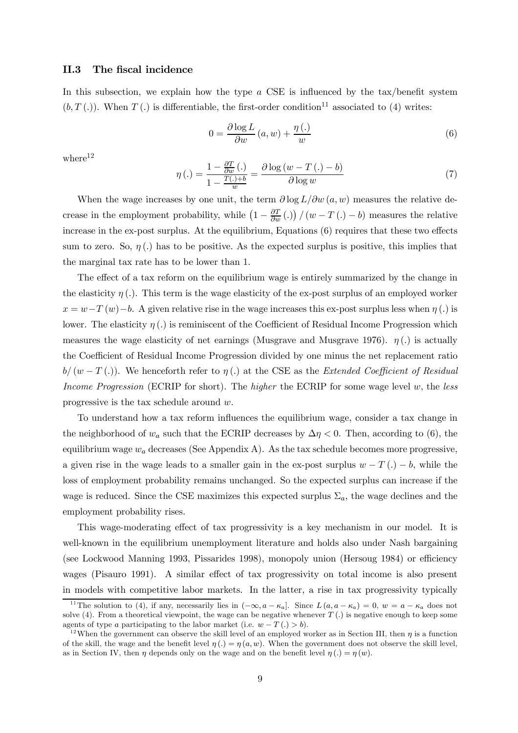### II.3 The fiscal incidence

In this subsection, we explain how the type $a$ CSE is influenced by the tax/benefit system $(b, T(.))$. When $T(.)$ is differentiable, the first-order condition[11] associated to (4) writes:

$$0 = \frac{\partial \log L}{\partial w}(a, w) + \frac{\eta(.)}{w} \tag{6}$$

where[12]

$$\eta(.) = \frac{1 - \frac{\partial T}{\partial w}(.)}{1 - \frac{T(.)+b}{w}} = \frac{\partial \log (w - T(.) - b)}{\partial \log w} \tag{7}$$

When the wage increases by one unit, the term $\partial \log L / \partial w (a, w)$ measures the relative decrease in the employment probability, while $\left(1 - \frac{\partial T}{\partial w}(.)\right) / (w - T(.) - b)$ measures the relative increase in the ex-post surplus. At the equilibrium, Equations (6) requires that these two effects sum to zero. So, $\eta(.)$ has to be positive. As the expected surplus is positive, this implies that the marginal tax rate has to be lower than 1.

The effect of a tax reform on the equilibrium wage is entirely summarized by the change in the elasticity $\eta(.)$. This term is the wage elasticity of the ex-post surplus of an employed worker $x = w - T(w) - b$. A given relative rise in the wage increases this ex-post surplus less when $\eta(.)$ is lower. The elasticity $\eta(.)$ is reminiscent of the Coefficient of Residual Income Progression which measures the wage elasticity of net earnings (Musgrave and Musgrave 1976). $\eta(.)$ is actually the Coefficient of Residual Income Progression divided by one minus the net replacement ratio $b/(w - T(.))$. We henceforth refer to $\eta(.)$ at the CSE as the *Extended Coefficient of Residual Income Progression* (ECRIP for short). The *higher* the ECRIP for some wage level $w$, the *less* progressive is the tax schedule around $w$.

To understand how a tax reform influences the equilibrium wage, consider a tax change in the neighborhood of $w_a$ such that the ECRIP decreases by $\Delta\eta < 0$. Then, according to (6), the equilibrium wage $w_a$ decreases (See Appendix A). As the tax schedule becomes more progressive, a given rise in the wage leads to a smaller gain in the ex-post surplus $w - T(.) - b$, while the loss of employment probability remains unchanged. So the expected surplus can increase if the wage is reduced. Since the CSE maximizes this expected surplus $\Sigma_a$, the wage declines and the employment probability rises.

This wage-moderating effect of tax progressivity is a key mechanism in our model. It is well-known in the equilibrium unemployment literature and holds also under Nash bargaining (see Lockwood Manning 1993, Pissarides 1998), monopoly union (Hersoug 1984) or efficiency wages (Pisauro 1991). A similar effect of tax progressivity on total income is also present in models with competitive labor markets. In the latter, a rise in tax progressivity typically

[11] The solution to (4), if any, necessarily lies in $(-\infty, a - \kappa_a]$. Since $L(a, a - \kappa_a) = 0$, $w = a - \kappa_a$ does not solve (4). From a theoretical viewpoint, the wage can be negative whenever $T(.)$ is negative enough to keep some agents of type $a$ participating to the labor market (i.e. $w - T(.) > b$).

[12] When the government can observe the skill level of an employed worker as in Section III, then $\eta$ is a function of the skill, the wage and the benefit level $\eta(.) = \eta(a, w)$. When the government does not observe the skill level, as in Section IV, then $\eta$ depends only on the wage and on the benefit level $\eta(.) = \eta(w)$.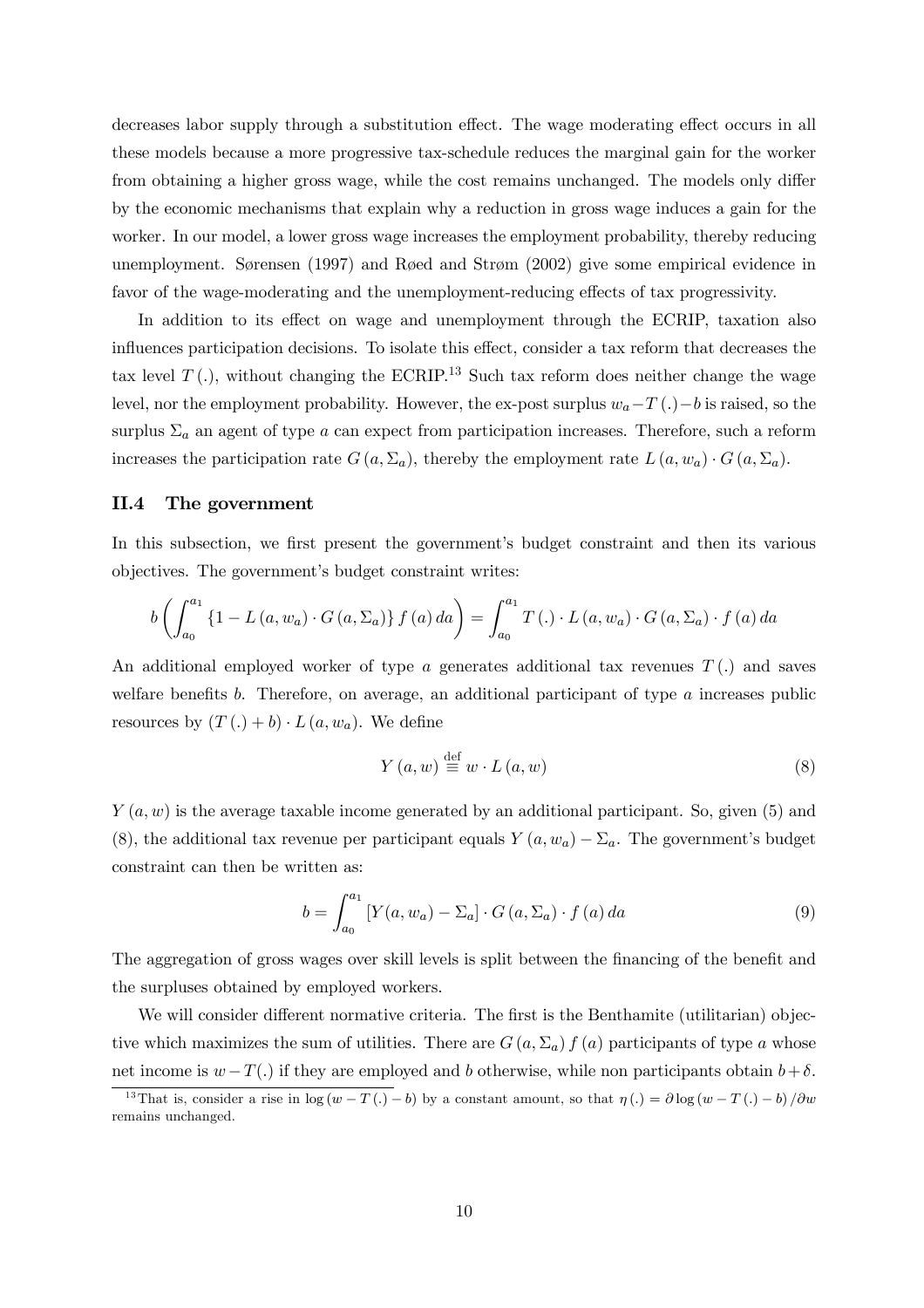decreases labor supply through a substitution effect. The wage moderating effect occurs in all these models because a more progressive tax-schedule reduces the marginal gain for the worker from obtaining a higher gross wage, while the cost remains unchanged. The models only differ by the economic mechanisms that explain why a reduction in gross wage induces a gain for the worker. In our model, a lower gross wage increases the employment probability, thereby reducing unemployment. Sørensen (1997) and Røed and Strøm (2002) give some empirical evidence in favor of the wage-moderating and the unemployment-reducing effects of tax progressivity.

In addition to its effect on wage and unemployment through the ECRIP, taxation also influences participation decisions. To isolate this effect, consider a tax reform that decreases the tax level $T(.)$, without changing the ECRIP.[13] Such tax reform does neither change the wage level, nor the employment probability. However, the ex-post surplus $w_a - T(.) - b$ is raised, so the surplus $\Sigma_a$ an agent of type $a$ can expect from participation increases. Therefore, such a reform increases the participation rate $G(a, \Sigma_a)$, thereby the employment rate $L(a, w_a) \cdot G(a, \Sigma_a)$.

### II.4 The government

In this subsection, we first present the government's budget constraint and then its various objectives. The government's budget constraint writes:

$$b\left(\int_{a_0}^{a_1} \{1 - L(a, w_a) \cdot G(a, \Sigma_a)\} f(a)\, da\right) = \int_{a_0}^{a_1} T(.) \cdot L(a, w_a) \cdot G(a, \Sigma_a) \cdot f(a)\, da$$

An additional employed worker of type $a$ generates additional tax revenues $T(.)$ and saves welfare benefits $b$. Therefore, on average, an additional participant of type $a$ increases public resources by $(T(.) + b) \cdot L(a, w_a)$. We define

$$Y(a, w) \stackrel{\text{def}}{\equiv} w \cdot L(a, w) \tag{8}$$

$Y(a, w)$ is the average taxable income generated by an additional participant. So, given (5) and (8), the additional tax revenue per participant equals $Y(a, w_a) - \Sigma_a$. The government's budget constraint can then be written as:

$$b = \int_{a_0}^{a_1} [Y(a, w_a) - \Sigma_a] \cdot G(a, \Sigma_a) \cdot f(a)\, da \tag{9}$$

The aggregation of gross wages over skill levels is split between the financing of the benefit and the surpluses obtained by employed workers.

We will consider different normative criteria. The first is the Benthamite (utilitarian) objective which maximizes the sum of utilities. There are $G(a, \Sigma_a) f(a)$ participants of type $a$ whose net income is $w - T(.)$ if they are employed and $b$ otherwise, while non participants obtain $b + \delta$.

[13] That is, consider a rise in $\log(w - T(.) - b)$ by a constant amount, so that $\eta(.) = \partial \log(w - T(.) - b)/\partial w$ remains unchanged.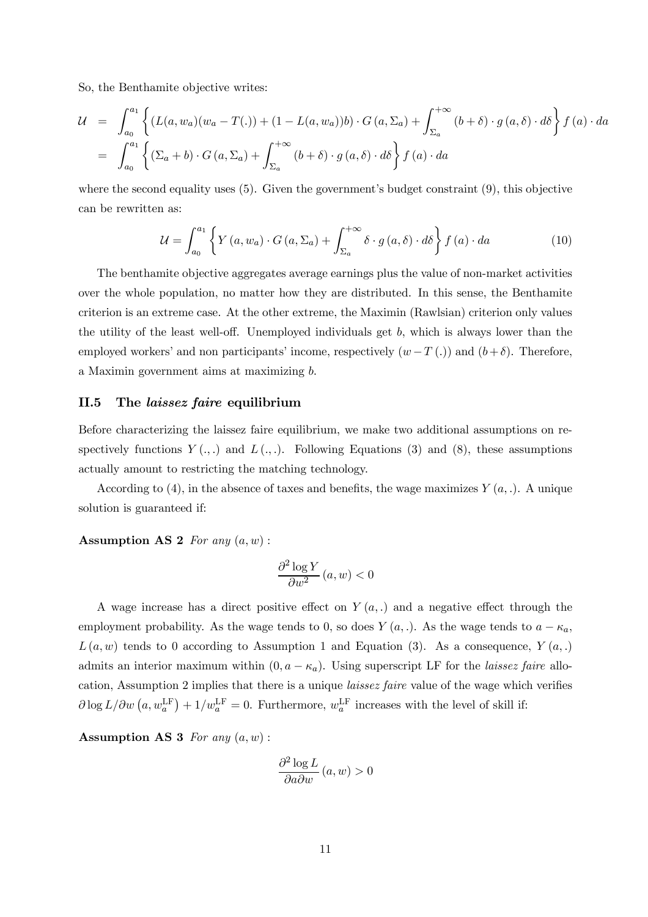So, the Benthamite objective writes:

$$
\begin{aligned}
\mathcal{U} &= \int_{a_0}^{a_1} \left\{ (L(a,w_a)(w_a - T(.)) + (1 - L(a,w_a))b) \cdot G(a, \Sigma_a) + \int_{\Sigma_a}^{+\infty} (b+\delta) \cdot g(a,\delta) \cdot d\delta \right\} f(a) \cdot da \\
&= \int_{a_0}^{a_1} \left\{ (\Sigma_a + b) \cdot G(a, \Sigma_a) + \int_{\Sigma_a}^{+\infty} (b+\delta) \cdot g(a,\delta) \cdot d\delta \right\} f(a) \cdot da
\end{aligned}
$$

where the second equality uses (5). Given the government's budget constraint (9), this objective can be rewritten as:

$$
\mathcal{U} = \int_{a_0}^{a_1} \left\{ Y(a, w_a) \cdot G(a, \Sigma_a) + \int_{\Sigma_a}^{+\infty} \delta \cdot g(a,\delta) \cdot d\delta \right\} f(a) \cdot da \tag{10}
$$

The benthamite objective aggregates average earnings plus the value of non-market activities over the whole population, no matter how they are distributed. In this sense, the Benthamite criterion is an extreme case. At the other extreme, the Maximin (Rawlsian) criterion only values the utility of the least well-off. Unemployed individuals get $b$, which is always lower than the employed workers' and non participants' income, respectively $(w - T(.))$ and $(b + \delta)$. Therefore, a Maximin government aims at maximizing $b$.

## II.5 The *laissez faire* equilibrium

Before characterizing the laissez faire equilibrium, we make two additional assumptions on respectively functions $Y(.,.)$ and $L(.,.)$. Following Equations (3) and (8), these assumptions actually amount to restricting the matching technology.

According to (4), in the absence of taxes and benefits, the wage maximizes $Y(a,.)$. A unique solution is guaranteed if:

**Assumption AS 2** *For any* $(a, w)$ *:*

$$
\frac{\partial^2 \log Y}{\partial w^2}(a, w) < 0
$$

A wage increase has a direct positive effect on $Y(a,.)$ and a negative effect through the employment probability. As the wage tends to 0, so does $Y(a,.)$. As the wage tends to $a - \kappa_a$, $L(a, w)$ tends to 0 according to Assumption 1 and Equation (3). As a consequence, $Y(a,.)$ admits an interior maximum within $(0, a - \kappa_a)$. Using superscript LF for the *laissez faire* allocation, Assumption 2 implies that there is a unique *laissez faire* value of the wage which verifies $\partial \log L / \partial w \left(a, w_a^{\text{LF}}\right) + 1/w_a^{\text{LF}} = 0$. Furthermore, $w_a^{\text{LF}}$ increases with the level of skill if:

**Assumption AS 3** *For any* $(a, w)$ *:*

$$
\frac{\partial^2 \log L}{\partial a \partial w}(a, w) > 0
$$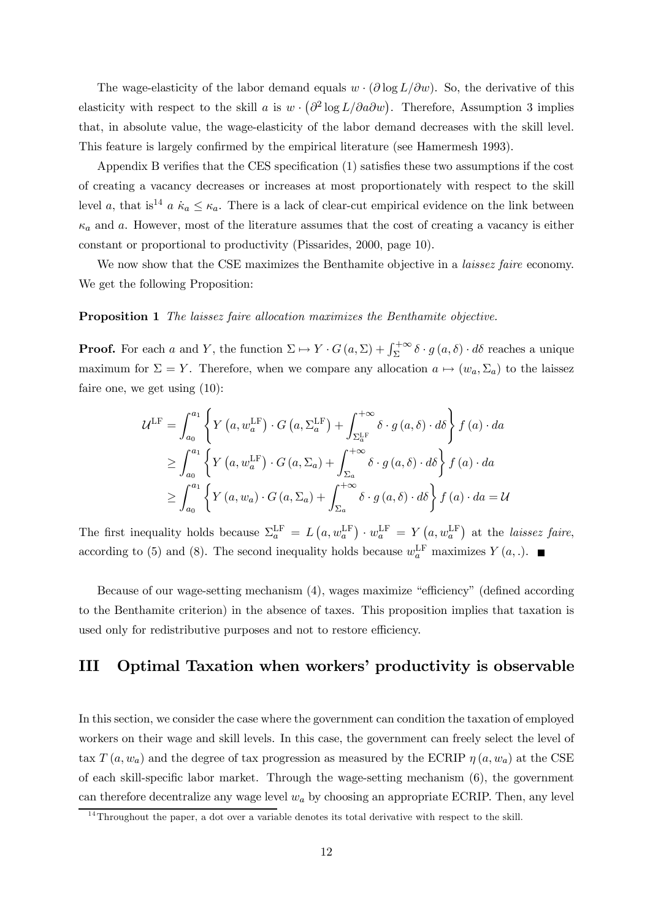The wage-elasticity of the labor demand equals $w \cdot (\partial \log L / \partial w)$. So, the derivative of this elasticity with respect to the skill $a$ is $w \cdot \left(\partial^2 \log L / \partial a \partial w\right)$. Therefore, Assumption 3 implies that, in absolute value, the wage-elasticity of the labor demand decreases with the skill level. This feature is largely confirmed by the empirical literature (see Hamermesh 1993).

Appendix B verifies that the CES specification (1) satisfies these two assumptions if the cost of creating a vacancy decreases or increases at most proportionately with respect to the skill level $a$, that is[14] $a \; \dot{\kappa}_a \leq \kappa_a$. There is a lack of clear-cut empirical evidence on the link between $\kappa_a$ and $a$. However, most of the literature assumes that the cost of creating a vacancy is either constant or proportional to productivity (Pissarides, 2000, page 10).

We now show that the CSE maximizes the Benthamite objective in a *laissez faire* economy. We get the following Proposition:

**Proposition 1** *The laissez faire allocation maximizes the Benthamite objective.*

**Proof.** For each $a$ and $Y$, the function $\Sigma \mapsto Y \cdot G(a, \Sigma) + \int_{\Sigma}^{+\infty} \delta \cdot g(a, \delta) \cdot d\delta$ reaches a unique maximum for $\Sigma = Y$. Therefore, when we compare any allocation $a \mapsto (w_a, \Sigma_a)$ to the laissez faire one, we get using (10):

$$
\begin{aligned}
\mathcal{U}^{\mathrm{LF}} &= \int_{a_0}^{a_1} \left\{ Y\left(a, w_a^{\mathrm{LF}}\right) \cdot G\left(a, \Sigma_a^{\mathrm{LF}}\right) + \int_{\Sigma_a^{\mathrm{LF}}}^{+\infty} \delta \cdot g(a, \delta) \cdot d\delta \right\} f(a) \cdot da \\
&\geq \int_{a_0}^{a_1} \left\{ Y\left(a, w_a^{\mathrm{LF}}\right) \cdot G\left(a, \Sigma_a\right) + \int_{\Sigma_a}^{+\infty} \delta \cdot g(a, \delta) \cdot d\delta \right\} f(a) \cdot da \\
&\geq \int_{a_0}^{a_1} \left\{ Y\left(a, w_a\right) \cdot G\left(a, \Sigma_a\right) + \int_{\Sigma_a}^{+\infty} \delta \cdot g(a, \delta) \cdot d\delta \right\} f(a) \cdot da = \mathcal{U}
\end{aligned}
$$

The first inequality holds because $\Sigma_a^{\mathrm{LF}} = L\left(a, w_a^{\mathrm{LF}}\right) \cdot w_a^{\mathrm{LF}} = Y\left(a, w_a^{\mathrm{LF}}\right)$ at the *laissez faire*, according to (5) and (8). The second inequality holds because $w_a^{\mathrm{LF}}$ maximizes $Y(a, .)$. ∎

Because of our wage-setting mechanism (4), wages maximize "efficiency" (defined according to the Benthamite criterion) in the absence of taxes. This proposition implies that taxation is used only for redistributive purposes and not to restore efficiency.

# III Optimal Taxation when workers' productivity is observable

In this section, we consider the case where the government can condition the taxation of employed workers on their wage and skill levels. In this case, the government can freely select the level of tax $T(a, w_a)$ and the degree of tax progression as measured by the ECRIP $\eta(a, w_a)$ at the CSE of each skill-specific labor market. Through the wage-setting mechanism (6), the government can therefore decentralize any wage level $w_a$ by choosing an appropriate ECRIP. Then, any level

[14] Throughout the paper, a dot over a variable denotes its total derivative with respect to the skill.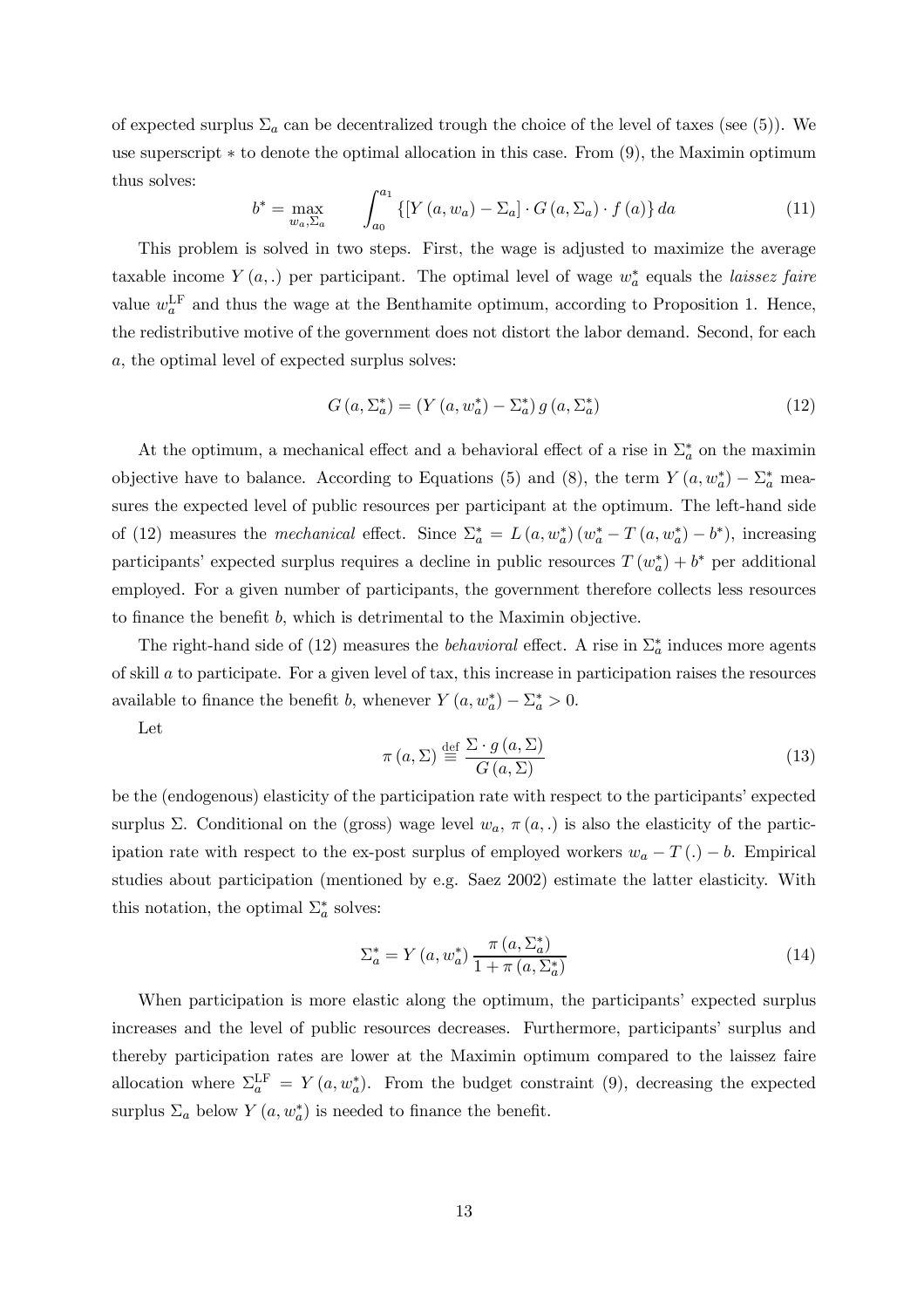of expected surplus $\Sigma_a$ can be decentralized trough the choice of the level of taxes (see (5)). We use superscript $*$ to denote the optimal allocation in this case. From (9), the Maximin optimum thus solves:

$$b^* = \max_{w_a, \Sigma_a} \qquad \int_{a_0}^{a_1} \left\{ \left[ Y\left(a, w_a\right) - \Sigma_a \right] \cdot G\left(a, \Sigma_a\right) \cdot f\left(a\right) \right\} da \tag{11}$$

This problem is solved in two steps. First, the wage is adjusted to maximize the average taxable income $Y(a,.)$ per participant. The optimal level of wage $w_a^*$ equals the *laissez faire* value $w_a^{\mathrm{LF}}$ and thus the wage at the Benthamite optimum, according to Proposition 1. Hence, the redistributive motive of the government does not distort the labor demand. Second, for each $a$, the optimal level of expected surplus solves:

$$G\left(a, \Sigma_a^*\right) = \left(Y\left(a, w_a^*\right) - \Sigma_a^*\right) g\left(a, \Sigma_a^*\right) \tag{12}$$

At the optimum, a mechanical effect and a behavioral effect of a rise in $\Sigma_a^*$ on the maximin objective have to balance. According to Equations (5) and (8), the term $Y\left(a, w_a^*\right) - \Sigma_a^*$ measures the expected level of public resources per participant at the optimum. The left-hand side of (12) measures the *mechanical* effect. Since $\Sigma_a^* = L\left(a, w_a^*\right)\left(w_a^* - T\left(a, w_a^*\right) - b^*\right)$, increasing participants' expected surplus requires a decline in public resources $T\left(w_a^*\right) + b^*$ per additional employed. For a given number of participants, the government therefore collects less resources to finance the benefit $b$, which is detrimental to the Maximin objective.

The right-hand side of (12) measures the *behavioral* effect. A rise in $\Sigma_a^*$ induces more agents of skill $a$ to participate. For a given level of tax, this increase in participation raises the resources available to finance the benefit $b$, whenever $Y\left(a, w_a^*\right) - \Sigma_a^* > 0$.

Let

$$\pi\left(a, \Sigma\right) \stackrel{\text{def}}{\equiv} \frac{\Sigma \cdot g\left(a, \Sigma\right)}{G\left(a, \Sigma\right)} \tag{13}$$

be the (endogenous) elasticity of the participation rate with respect to the participants' expected surplus $\Sigma$. Conditional on the (gross) wage level $w_a$, $\pi(a,.)$ is also the elasticity of the participation rate with respect to the ex-post surplus of employed workers $w_a - T(.) - b$. Empirical studies about participation (mentioned by e.g. Saez 2002) estimate the latter elasticity. With this notation, the optimal $\Sigma_a^*$ solves:

$$\Sigma_a^* = Y\left(a, w_a^*\right) \frac{\pi\left(a, \Sigma_a^*\right)}{1 + \pi\left(a, \Sigma_a^*\right)} \tag{14}$$

When participation is more elastic along the optimum, the participants' expected surplus increases and the level of public resources decreases. Furthermore, participants' surplus and thereby participation rates are lower at the Maximin optimum compared to the laissez faire allocation where $\Sigma_a^{\mathrm{LF}} = Y\left(a, w_a^*\right)$. From the budget constraint (9), decreasing the expected surplus $\Sigma_a$ below $Y\left(a, w_a^*\right)$ is needed to finance the benefit.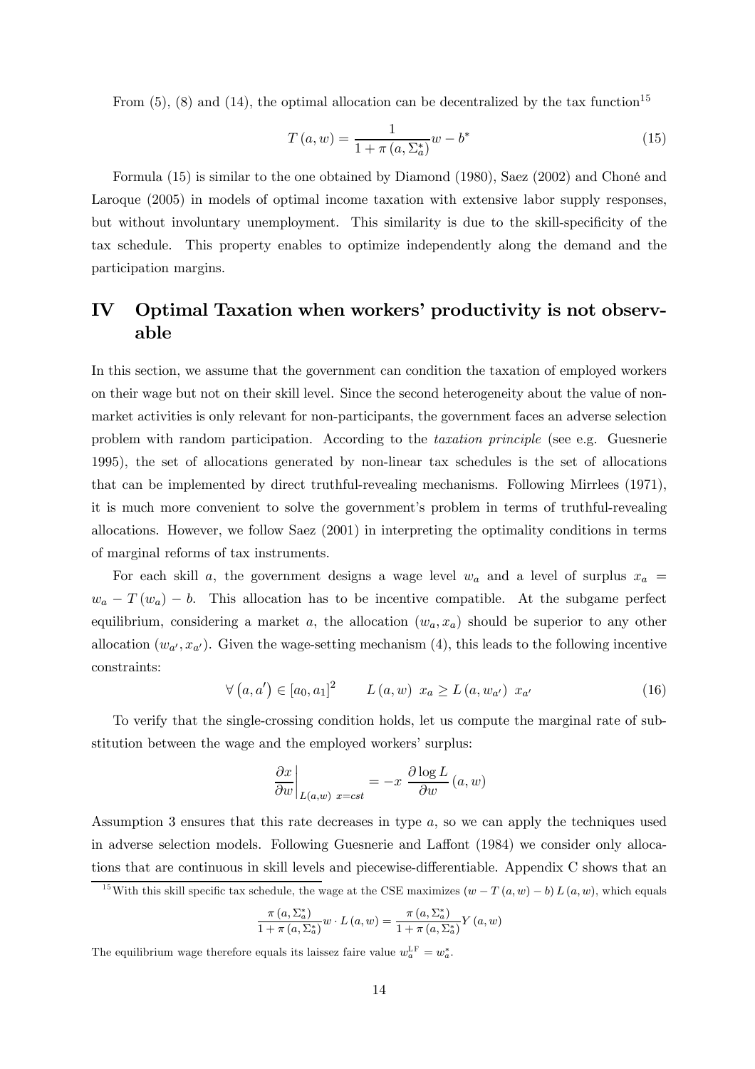From (5), (8) and (14), the optimal allocation can be decentralized by the tax function[15]

$$T(a,w) = \frac{1}{1+\pi(a,\Sigma_a^*)} w - b^* \tag{15}$$

Formula (15) is similar to the one obtained by Diamond (1980), Saez (2002) and Choné and Laroque (2005) in models of optimal income taxation with extensive labor supply responses, but without involuntary unemployment. This similarity is due to the skill-specificity of the tax schedule. This property enables to optimize independently along the demand and the participation margins.

# IV Optimal Taxation when workers' productivity is not observable

In this section, we assume that the government can condition the taxation of employed workers on their wage but not on their skill level. Since the second heterogeneity about the value of non-market activities is only relevant for non-participants, the government faces an adverse selection problem with random participation. According to the *taxation principle* (see e.g. Guesnerie 1995), the set of allocations generated by non-linear tax schedules is the set of allocations that can be implemented by direct truthful-revealing mechanisms. Following Mirrlees (1971), it is much more convenient to solve the government's problem in terms of truthful-revealing allocations. However, we follow Saez (2001) in interpreting the optimality conditions in terms of marginal reforms of tax instruments.

For each skill $a$, the government designs a wage level $w_a$ and a level of surplus $x_a = w_a - T(w_a) - b$. This allocation has to be incentive compatible. At the subgame perfect equilibrium, considering a market $a$, the allocation $(w_a, x_a)$ should be superior to any other allocation $(w_{a'}, x_{a'})$. Given the wage-setting mechanism (4), this leads to the following incentive constraints:

$$\forall \left(a, a'\right) \in [a_0, a_1]^2 \qquad L(a,w)\ x_a \geq L(a, w_{a'})\ x_{a'} \tag{16}$$

To verify that the single-crossing condition holds, let us compute the marginal rate of substitution between the wage and the employed workers' surplus:

$$\left.\frac{\partial x}{\partial w}\right|_{L(a,w)\ x=cst} = -x\ \frac{\partial \log L}{\partial w}(a,w)$$

Assumption 3 ensures that this rate decreases in type $a$, so we can apply the techniques used in adverse selection models. Following Guesnerie and Laffont (1984) we consider only allocations that are continuous in skill levels and piecewise-differentiable. Appendix C shows that an

[15] With this skill specific tax schedule, the wage at the CSE maximizes $(w - T(a,w) - b)\, L(a,w)$, which equals

$$\frac{\pi(a,\Sigma_a^*)}{1+\pi(a,\Sigma_a^*)} w \cdot L(a,w) = \frac{\pi(a,\Sigma_a^*)}{1+\pi(a,\Sigma_a^*)} Y(a,w)$$

The equilibrium wage therefore equals its laissez faire value $w_a^{\mathrm{LF}} = w_a^*$.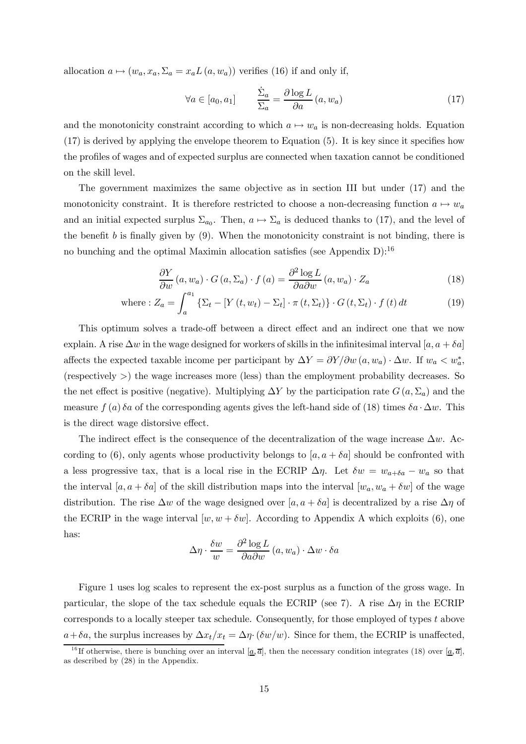allocation $a \mapsto (w_a, x_a, \Sigma_a = x_a L(a, w_a))$ verifies (16) if and only if,

$$\forall a \in [a_0, a_1] \qquad \frac{\dot{\Sigma}_a}{\Sigma_a} = \frac{\partial \log L}{\partial a}(a, w_a) \tag{17}$$

and the monotonicity constraint according to which $a \mapsto w_a$ is non-decreasing holds. Equation (17) is derived by applying the envelope theorem to Equation (5). It is key since it specifies how the profiles of wages and of expected surplus are connected when taxation cannot be conditioned on the skill level.

The government maximizes the same objective as in section III but under (17) and the monotonicity constraint. It is therefore restricted to choose a non-decreasing function $a \mapsto w_a$ and an initial expected surplus $\Sigma_{a_0}$. Then, $a \mapsto \Sigma_a$ is deduced thanks to (17), and the level of the benefit $b$ is finally given by (9). When the monotonicity constraint is not binding, there is no bunching and the optimal Maximin allocation satisfies (see Appendix D):[16]

$$\frac{\partial Y}{\partial w}(a, w_a) \cdot G(a, \Sigma_a) \cdot f(a) = \frac{\partial^2 \log L}{\partial a \partial w}(a, w_a) \cdot Z_a \tag{18}$$

$$\text{where}: Z_a = \int_a^{a_1} \left\{ \Sigma_t - [Y(t, w_t) - \Sigma_t] \cdot \pi(t, \Sigma_t) \right\} \cdot G(t, \Sigma_t) \cdot f(t)\, dt \tag{19}$$

This optimum solves a trade-off between a direct effect and an indirect one that we now explain. A rise $\Delta w$ in the wage designed for workers of skills in the infinitesimal interval $[a, a + \delta a]$ affects the expected taxable income per participant by $\Delta Y = \partial Y / \partial w(a, w_a) \cdot \Delta w$. If $w_a < w_a^*$, (respectively $>$) the wage increases more (less) than the employment probability decreases. So the net effect is positive (negative). Multiplying $\Delta Y$ by the participation rate $G(a, \Sigma_a)$ and the measure $f(a)\,\delta a$ of the corresponding agents gives the left-hand side of (18) times $\delta a \cdot \Delta w$. This is the direct wage distorsive effect.

The indirect effect is the consequence of the decentralization of the wage increase $\Delta w$. According to (6), only agents whose productivity belongs to $[a, a + \delta a]$ should be confronted with a less progressive tax, that is a local rise in the ECRIP $\Delta \eta$. Let $\delta w = w_{a+\delta a} - w_a$ so that the interval $[a, a + \delta a]$ of the skill distribution maps into the interval $[w_a, w_a + \delta w]$ of the wage distribution. The rise $\Delta w$ of the wage designed over $[a, a + \delta a]$ is decentralized by a rise $\Delta \eta$ of the ECRIP in the wage interval $[w, w + \delta w]$. According to Appendix A which exploits (6), one has:

$$\Delta \eta \cdot \frac{\delta w}{w} = \frac{\partial^2 \log L}{\partial a \partial w}(a, w_a) \cdot \Delta w \cdot \delta a$$

Figure 1 uses log scales to represent the ex-post surplus as a function of the gross wage. In particular, the slope of the tax schedule equals the ECRIP (see 7). A rise $\Delta \eta$ in the ECRIP corresponds to a locally steeper tax schedule. Consequently, for those employed of types $t$ above $a + \delta a$, the surplus increases by $\Delta x_t / x_t = \Delta \eta \cdot (\delta w / w)$. Since for them, the ECRIP is unaffected,

[16] If otherwise, there is bunching over an interval $[\underline{a}, \overline{a}]$, then the necessary condition integrates (18) over $[\underline{a}, \overline{a}]$, as described by (28) in the Appendix.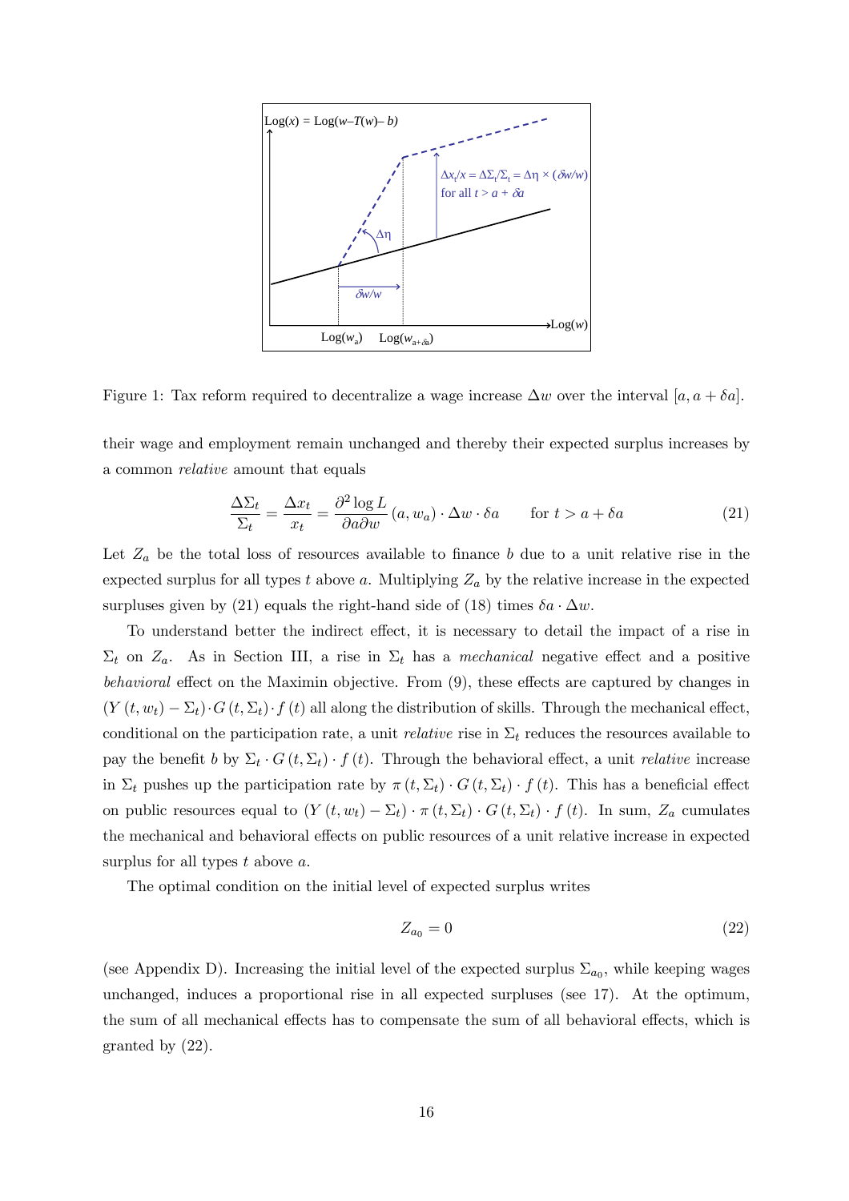Figure 1: Tax reform required to decentralize a wage increase $\Delta w$ over the interval $[a, a + \delta a]$.

their wage and employment remain unchanged and thereby their expected surplus increases by a common *relative* amount that equals

$$\frac{\Delta \Sigma_t}{\Sigma_t} = \frac{\Delta x_t}{x_t} = \frac{\partial^2 \log L}{\partial a \partial w}(a, w_a) \cdot \Delta w \cdot \delta a \qquad \text{for } t > a + \delta a \tag{21}$$

Let $Z_a$ be the total loss of resources available to finance $b$ due to a unit relative rise in the expected surplus for all types $t$ above $a$. Multiplying $Z_a$ by the relative increase in the expected surpluses given by (21) equals the right-hand side of (18) times $\delta a \cdot \Delta w$.

To understand better the indirect effect, it is necessary to detail the impact of a rise in $\Sigma_t$ on $Z_a$. As in Section III, a rise in $\Sigma_t$ has a *mechanical* negative effect and a positive *behavioral* effect on the Maximin objective. From (9), these effects are captured by changes in $(Y(t, w_t) - \Sigma_t) \cdot G(t, \Sigma_t) \cdot f(t)$ all along the distribution of skills. Through the mechanical effect, conditional on the participation rate, a unit *relative* rise in $\Sigma_t$ reduces the resources available to pay the benefit $b$ by $\Sigma_t \cdot G(t, \Sigma_t) \cdot f(t)$. Through the behavioral effect, a unit *relative* increase in $\Sigma_t$ pushes up the participation rate by $\pi(t, \Sigma_t) \cdot G(t, \Sigma_t) \cdot f(t)$. This has a beneficial effect on public resources equal to $(Y(t, w_t) - \Sigma_t) \cdot \pi(t, \Sigma_t) \cdot G(t, \Sigma_t) \cdot f(t)$. In sum, $Z_a$ cumulates the mechanical and behavioral effects on public resources of a unit relative increase in expected surplus for all types $t$ above $a$.

The optimal condition on the initial level of expected surplus writes

$$Z_{a_0} = 0 \tag{22}$$

(see Appendix D). Increasing the initial level of the expected surplus $\Sigma_{a_0}$, while keeping wages unchanged, induces a proportional rise in all expected surpluses (see 17). At the optimum, the sum of all mechanical effects has to compensate the sum of all behavioral effects, which is granted by (22).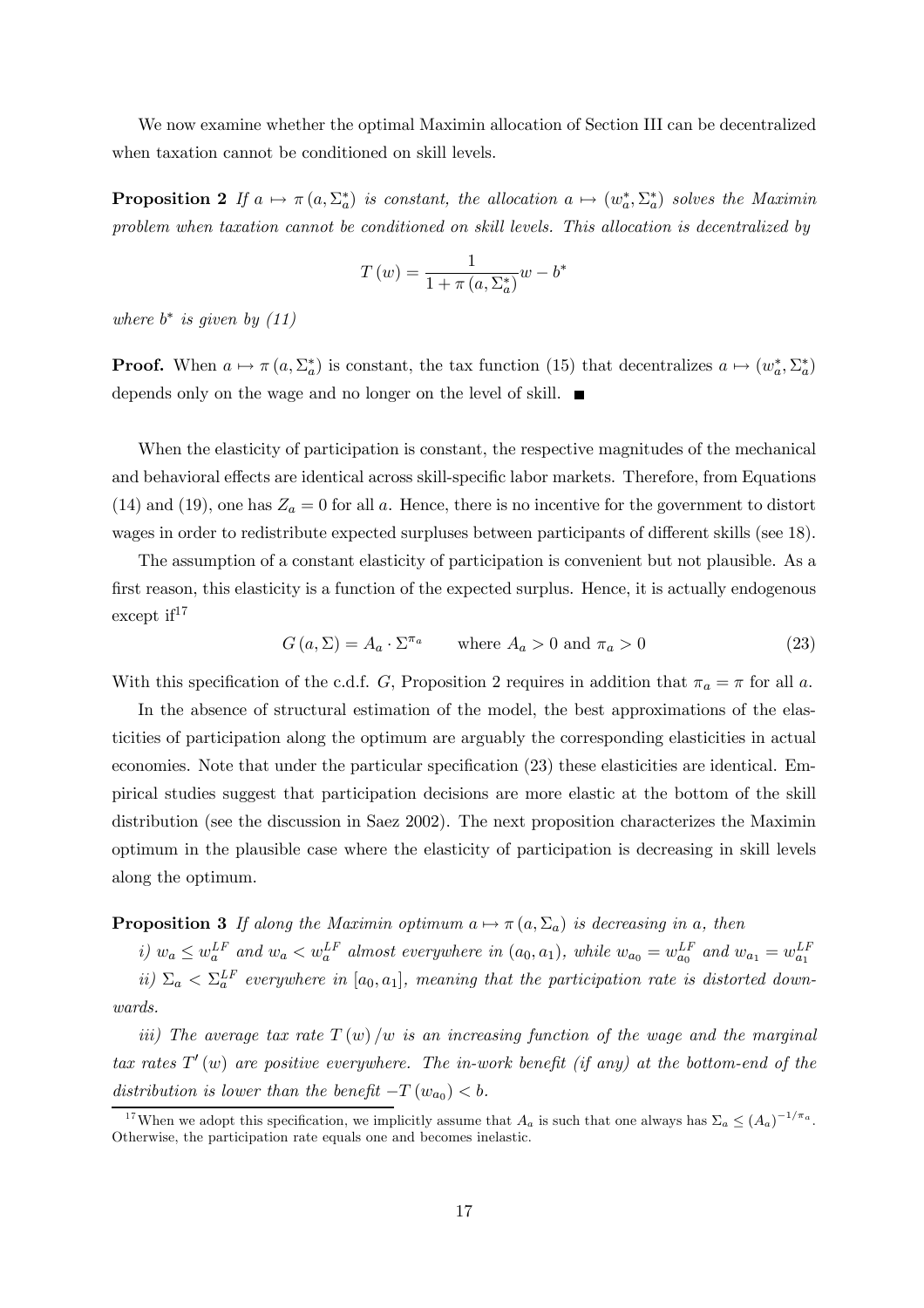We now examine whether the optimal Maximin allocation of Section III can be decentralized when taxation cannot be conditioned on skill levels.

**Proposition 2** *If $a \mapsto \pi(a, \Sigma_a^*)$ is constant, the allocation $a \mapsto (w_a^*, \Sigma_a^*)$ solves the Maximin problem when taxation cannot be conditioned on skill levels. This allocation is decentralized by*

$$T(w) = \frac{1}{1 + \pi(a, \Sigma_a^*)} w - b^*$$

*where $b^*$ is given by (11)*

**Proof.** When $a \mapsto \pi(a, \Sigma_a^*)$ is constant, the tax function (15) that decentralizes $a \mapsto (w_a^*, \Sigma_a^*)$ depends only on the wage and no longer on the level of skill. ■

When the elasticity of participation is constant, the respective magnitudes of the mechanical and behavioral effects are identical across skill-specific labor markets. Therefore, from Equations (14) and (19), one has $Z_a = 0$ for all $a$. Hence, there is no incentive for the government to distort wages in order to redistribute expected surpluses between participants of different skills (see 18).

The assumption of a constant elasticity of participation is convenient but not plausible. As a first reason, this elasticity is a function of the expected surplus. Hence, it is actually endogenous except if[17]

$$G(a, \Sigma) = A_a \cdot \Sigma^{\pi_a} \qquad \text{where } A_a > 0 \text{ and } \pi_a > 0 \tag{23}$$

With this specification of the c.d.f. $G$, Proposition 2 requires in addition that $\pi_a = \pi$ for all $a$.

In the absence of structural estimation of the model, the best approximations of the elasticities of participation along the optimum are arguably the corresponding elasticities in actual economies. Note that under the particular specification (23) these elasticities are identical. Empirical studies suggest that participation decisions are more elastic at the bottom of the skill distribution (see the discussion in Saez 2002). The next proposition characterizes the Maximin optimum in the plausible case where the elasticity of participation is decreasing in skill levels along the optimum.

**Proposition 3** *If along the Maximin optimum $a \mapsto \pi(a, \Sigma_a)$ is decreasing in $a$, then*

*i) $w_a \leq w_a^{LF}$ and $w_a < w_a^{LF}$ almost everywhere in $(a_0, a_1)$, while $w_{a_0} = w_{a_0}^{LF}$ and $w_{a_1} = w_{a_1}^{LF}$*

*ii) $\Sigma_a < \Sigma_a^{LF}$ everywhere in $[a_0, a_1]$, meaning that the participation rate is distorted downwards.*

*iii) The average tax rate $T(w)/w$ is an increasing function of the wage and the marginal tax rates $T'(w)$ are positive everywhere. The in-work benefit (if any) at the bottom-end of the distribution is lower than the benefit $-T(w_{a_0}) < b$.*

---

[17] When we adopt this specification, we implicitly assume that $A_a$ is such that one always has $\Sigma_a \leq (A_a)^{-1/\pi_a}$. Otherwise, the participation rate equals one and becomes inelastic.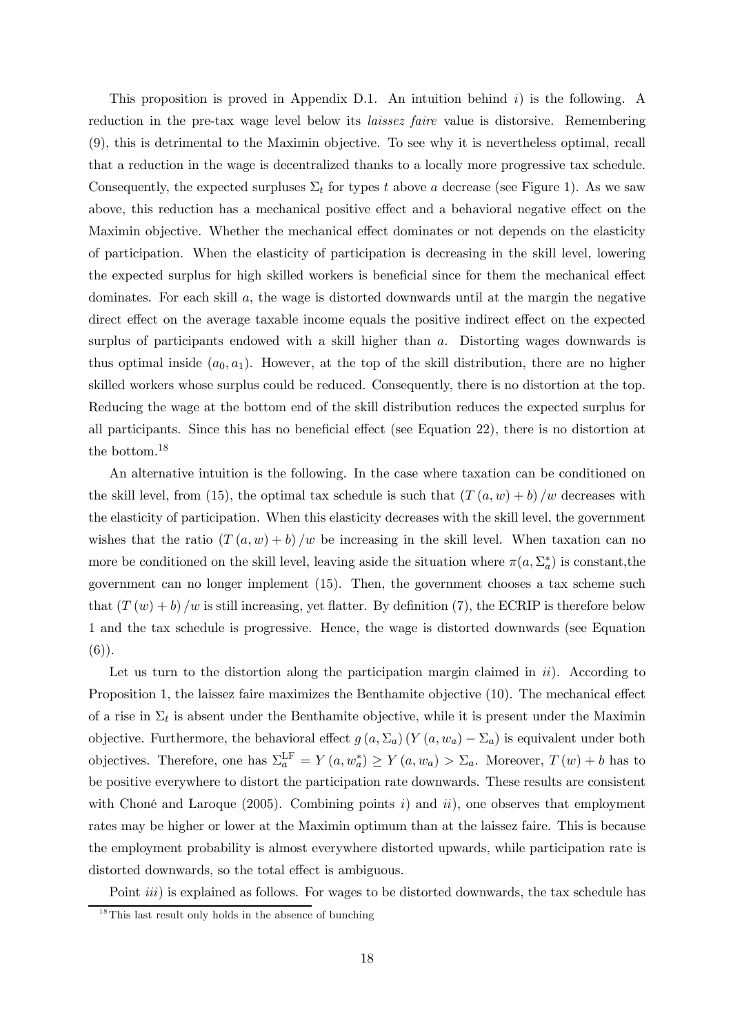This proposition is proved in Appendix D.1. An intuition behind *i*) is the following. A reduction in the pre-tax wage level below its *laissez faire* value is distorsive. Remembering (9), this is detrimental to the Maximin objective. To see why it is nevertheless optimal, recall that a reduction in the wage is decentralized thanks to a locally more progressive tax schedule. Consequently, the expected surpluses $\Sigma_t$ for types $t$ above $a$ decrease (see Figure 1). As we saw above, this reduction has a mechanical positive effect and a behavioral negative effect on the Maximin objective. Whether the mechanical effect dominates or not depends on the elasticity of participation. When the elasticity of participation is decreasing in the skill level, lowering the expected surplus for high skilled workers is beneficial since for them the mechanical effect dominates. For each skill $a$, the wage is distorted downwards until at the margin the negative direct effect on the average taxable income equals the positive indirect effect on the expected surplus of participants endowed with a skill higher than $a$. Distorting wages downwards is thus optimal inside $(a_0, a_1)$. However, at the top of the skill distribution, there are no higher skilled workers whose surplus could be reduced. Consequently, there is no distortion at the top. Reducing the wage at the bottom end of the skill distribution reduces the expected surplus for all participants. Since this has no beneficial effect (see Equation 22), there is no distortion at the bottom.[18]

An alternative intuition is the following. In the case where taxation can be conditioned on the skill level, from (15), the optimal tax schedule is such that $(T(a,w)+b)/w$ decreases with the elasticity of participation. When this elasticity decreases with the skill level, the government wishes that the ratio $(T(a,w)+b)/w$ be increasing in the skill level. When taxation can no more be conditioned on the skill level, leaving aside the situation where $\pi(a, \Sigma_a^*)$ is constant,the government can no longer implement (15). Then, the government chooses a tax scheme such that $(T(w)+b)/w$ is still increasing, yet flatter. By definition (7), the ECRIP is therefore below 1 and the tax schedule is progressive. Hence, the wage is distorted downwards (see Equation (6)).

Let us turn to the distortion along the participation margin claimed in *ii*). According to Proposition 1, the laissez faire maximizes the Benthamite objective (10). The mechanical effect of a rise in $\Sigma_t$ is absent under the Benthamite objective, while it is present under the Maximin objective. Furthermore, the behavioral effect $g(a, \Sigma_a)(Y(a, w_a) - \Sigma_a)$ is equivalent under both objectives. Therefore, one has $\Sigma_a^{\text{LF}} = Y(a, w_a^*) \geq Y(a, w_a) > \Sigma_a$. Moreover, $T(w) + b$ has to be positive everywhere to distort the participation rate downwards. These results are consistent with Choné and Laroque (2005). Combining points *i*) and *ii*), one observes that employment rates may be higher or lower at the Maximin optimum than at the laissez faire. This is because the employment probability is almost everywhere distorted upwards, while participation rate is distorted downwards, so the total effect is ambiguous.

Point *iii*) is explained as follows. For wages to be distorted downwards, the tax schedule has

[18] This last result only holds in the absence of bunching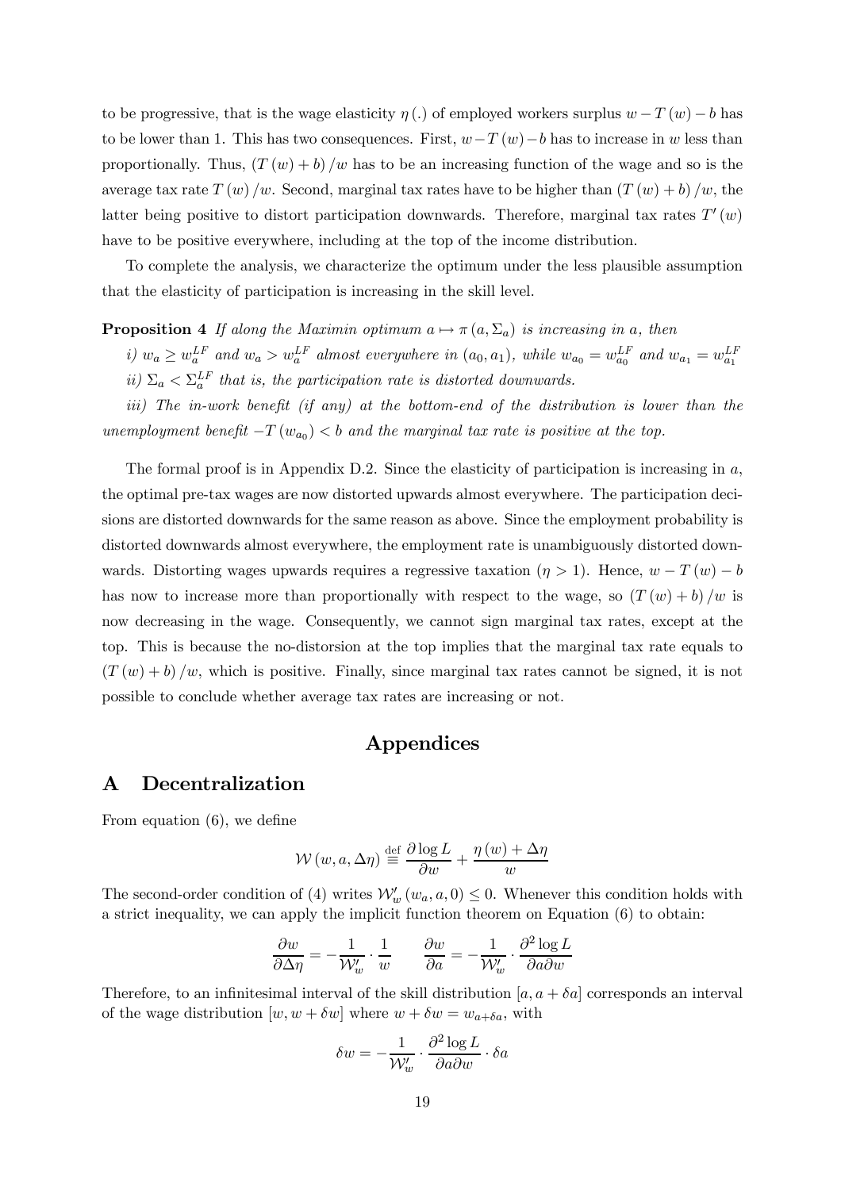to be progressive, that is the wage elasticity $\eta(.)$ of employed workers surplus $w - T(w) - b$ has to be lower than 1. This has two consequences. First, $w - T(w) - b$ has to increase in $w$ less than proportionally. Thus, $(T(w) + b)/w$ has to be an increasing function of the wage and so is the average tax rate $T(w)/w$. Second, marginal tax rates have to be higher than $(T(w) + b)/w$, the latter being positive to distort participation downwards. Therefore, marginal tax rates $T'(w)$ have to be positive everywhere, including at the top of the income distribution.

To complete the analysis, we characterize the optimum under the less plausible assumption that the elasticity of participation is increasing in the skill level.

**Proposition 4** *If along the Maximin optimum $a \mapsto \pi(a, \Sigma_a)$ is increasing in $a$, then*

*i) $w_a \geq w_a^{LF}$ and $w_a > w_a^{LF}$ almost everywhere in $(a_0, a_1)$, while $w_{a_0} = w_{a_0}^{LF}$ and $w_{a_1} = w_{a_1}^{LF}$*

*ii) $\Sigma_a < \Sigma_a^{LF}$ that is, the participation rate is distorted downwards.*

*iii) The in-work benefit (if any) at the bottom-end of the distribution is lower than the unemployment benefit $-T(w_{a_0}) < b$ and the marginal tax rate is positive at the top.*

The formal proof is in Appendix D.2. Since the elasticity of participation is increasing in $a$, the optimal pre-tax wages are now distorted upwards almost everywhere. The participation decisions are distorted downwards for the same reason as above. Since the employment probability is distorted downwards almost everywhere, the employment rate is unambiguously distorted downwards. Distorting wages upwards requires a regressive taxation ($\eta > 1$). Hence, $w - T(w) - b$ has now to increase more than proportionally with respect to the wage, so $(T(w) + b)/w$ is now decreasing in the wage. Consequently, we cannot sign marginal tax rates, except at the top. This is because the no-distorsion at the top implies that the marginal tax rate equals to $(T(w) + b)/w$, which is positive. Finally, since marginal tax rates cannot be signed, it is not possible to conclude whether average tax rates are increasing or not.

# Appendices

## A Decentralization

From equation (6), we define

$$\mathcal{W}(w, a, \Delta\eta) \stackrel{\text{def}}{\equiv} \frac{\partial \log L}{\partial w} + \frac{\eta(w) + \Delta\eta}{w}$$

The second-order condition of (4) writes $\mathcal{W}'_w(w_a, a, 0) \leq 0$. Whenever this condition holds with a strict inequality, we can apply the implicit function theorem on Equation (6) to obtain:

$$\frac{\partial w}{\partial \Delta\eta} = -\frac{1}{\mathcal{W}'_w} \cdot \frac{1}{w} \qquad \frac{\partial w}{\partial a} = -\frac{1}{\mathcal{W}'_w} \cdot \frac{\partial^2 \log L}{\partial a \partial w}$$

Therefore, to an infinitesimal interval of the skill distribution $[a, a + \delta a]$ corresponds an interval of the wage distribution $[w, w + \delta w]$ where $w + \delta w = w_{a+\delta a}$, with

$$\delta w = -\frac{1}{\mathcal{W}'_w} \cdot \frac{\partial^2 \log L}{\partial a \partial w} \cdot \delta a$$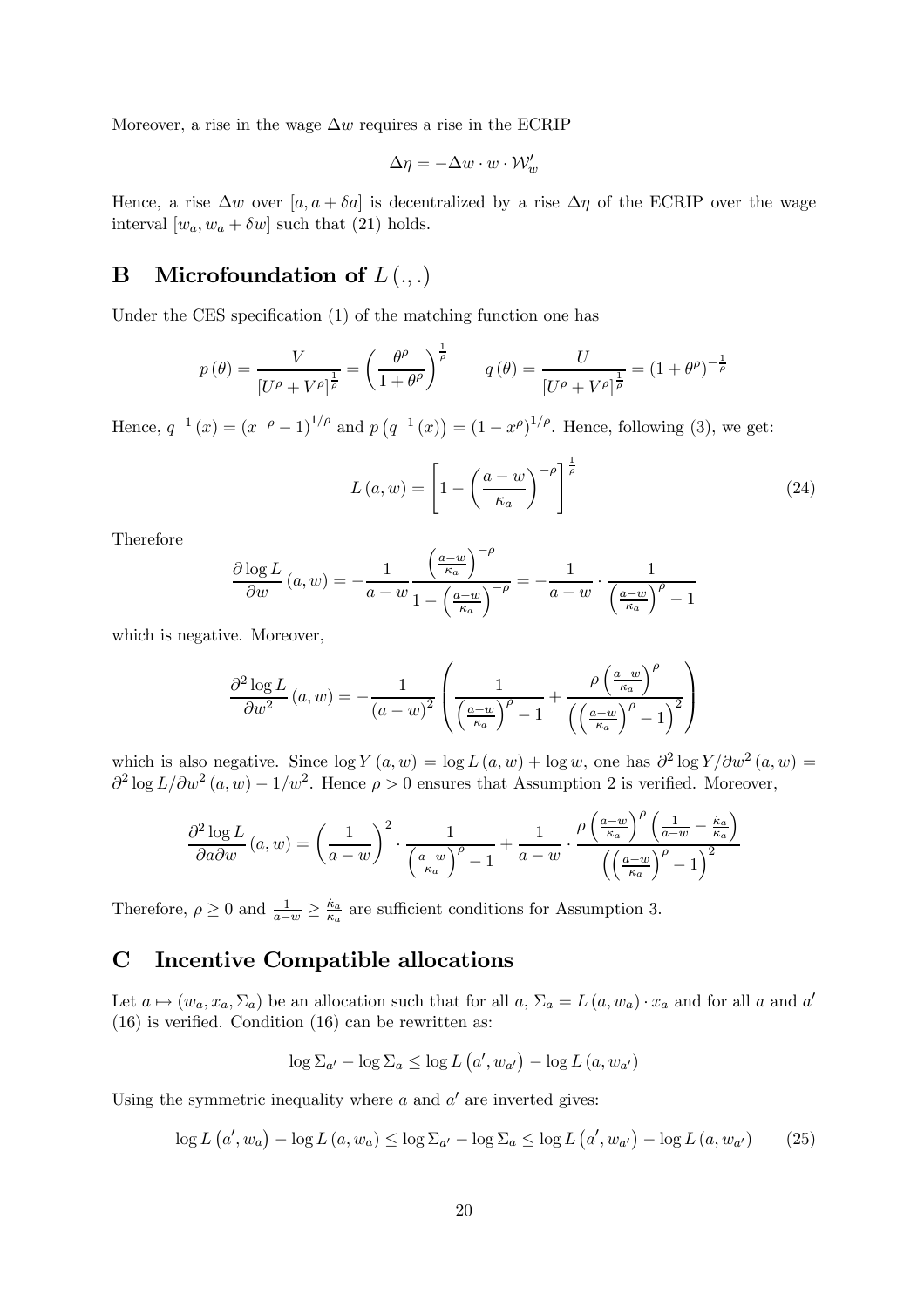Moreover, a rise in the wage $\Delta w$ requires a rise in the ECRIP

$$\Delta \eta = -\Delta w \cdot w \cdot \mathcal{W}'_w$$

Hence, a rise $\Delta w$ over $[a, a + \delta a]$ is decentralized by a rise $\Delta \eta$ of the ECRIP over the wage interval $[w_a, w_a + \delta w]$ such that (21) holds.

# B Microfoundation of $L(.,.)$

Under the CES specification (1) of the matching function one has

$$p(\theta) = \frac{V}{[U^\rho + V^\rho]^{\frac{1}{\rho}}} = \left(\frac{\theta^\rho}{1+\theta^\rho}\right)^{\frac{1}{\rho}} \qquad q(\theta) = \frac{U}{[U^\rho + V^\rho]^{\frac{1}{\rho}}} = (1+\theta^\rho)^{-\frac{1}{\rho}}$$

Hence, $q^{-1}(x) = (x^{-\rho} - 1)^{1/\rho}$ and $p(q^{-1}(x)) = (1 - x^\rho)^{1/\rho}$. Hence, following (3), we get:

$$L(a,w) = \left[1 - \left(\frac{a-w}{\kappa_a}\right)^{-\rho}\right]^{\frac{1}{\rho}} \tag{24}$$

Therefore

$$\frac{\partial \log L}{\partial w}(a,w) = -\frac{1}{a-w} \frac{\left(\frac{a-w}{\kappa_a}\right)^{-\rho}}{1 - \left(\frac{a-w}{\kappa_a}\right)^{-\rho}} = -\frac{1}{a-w} \cdot \frac{1}{\left(\frac{a-w}{\kappa_a}\right)^{\rho} - 1}$$

which is negative. Moreover,

$$\frac{\partial^2 \log L}{\partial w^2}(a,w) = -\frac{1}{(a-w)^2}\left(\frac{1}{\left(\frac{a-w}{\kappa_a}\right)^{\rho} - 1} + \frac{\rho\left(\frac{a-w}{\kappa_a}\right)^{\rho}}{\left(\left(\frac{a-w}{\kappa_a}\right)^{\rho} - 1\right)^2}\right)$$

which is also negative. Since $\log Y(a,w) = \log L(a,w) + \log w$, one has $\partial^2 \log Y / \partial w^2(a,w) = \partial^2 \log L / \partial w^2(a,w) - 1/w^2$. Hence $\rho > 0$ ensures that Assumption 2 is verified. Moreover,

$$\frac{\partial^2 \log L}{\partial a \partial w}(a,w) = \left(\frac{1}{a-w}\right)^2 \cdot \frac{1}{\left(\frac{a-w}{\kappa_a}\right)^{\rho} - 1} + \frac{1}{a-w} \cdot \frac{\rho\left(\frac{a-w}{\kappa_a}\right)^{\rho}\left(\frac{1}{a-w} - \frac{\dot{\kappa}_a}{\kappa_a}\right)}{\left(\left(\frac{a-w}{\kappa_a}\right)^{\rho} - 1\right)^2}$$

Therefore, $\rho \geq 0$ and $\frac{1}{a-w} \geq \frac{\dot{\kappa}_a}{\kappa_a}$ are sufficient conditions for Assumption 3.

# C Incentive Compatible allocations

Let $a \mapsto (w_a, x_a, \Sigma_a)$ be an allocation such that for all $a$, $\Sigma_a = L(a, w_a) \cdot x_a$ and for all $a$ and $a'$ (16) is verified. Condition (16) can be rewritten as:

$$\log \Sigma_{a'} - \log \Sigma_a \leq \log L(a', w_{a'}) - \log L(a, w_{a'})$$

Using the symmetric inequality where $a$ and $a'$ are inverted gives:

$$\log L(a', w_a) - \log L(a, w_a) \leq \log \Sigma_{a'} - \log \Sigma_a \leq \log L(a', w_{a'}) - \log L(a, w_{a'}) \tag{25}$$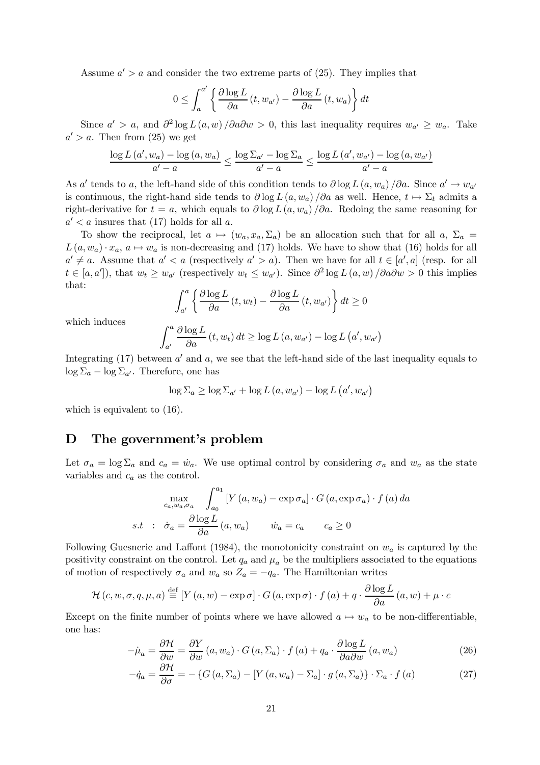Assume $a' > a$ and consider the two extreme parts of (25). They implies that

$$0 \leq \int_a^{a'} \left\{ \frac{\partial \log L}{\partial a}(t, w_{a'}) - \frac{\partial \log L}{\partial a}(t, w_a) \right\} dt$$

Since $a' > a$, and $\partial^2 \log L(a, w) / \partial a \partial w > 0$, this last inequality requires $w_{a'} \geq w_a$. Take $a' > a$. Then from (25) we get

$$\frac{\log L(a', w_a) - \log(a, w_a)}{a' - a} \leq \frac{\log \Sigma_{a'} - \log \Sigma_a}{a' - a} \leq \frac{\log L(a', w_{a'}) - \log(a, w_{a'})}{a' - a}$$

As $a'$ tends to $a$, the left-hand side of this condition tends to $\partial \log L(a, w_a) / \partial a$. Since $a' \to w_{a'}$ is continuous, the right-hand side tends to $\partial \log L(a, w_a) / \partial a$ as well. Hence, $t \mapsto \Sigma_t$ admits a right-derivative for $t = a$, which equals to $\partial \log L(a, w_a) / \partial a$. Redoing the same reasoning for $a' < a$ insures that (17) holds for all $a$.

To show the reciprocal, let $a \mapsto (w_a, x_a, \Sigma_a)$ be an allocation such that for all $a$, $\Sigma_a = L(a, w_a) \cdot x_a$, $a \mapsto w_a$ is non-decreasing and (17) holds. We have to show that (16) holds for all $a' \neq a$. Assume that $a' < a$ (respectively $a' > a$). Then we have for all $t \in [a', a]$ (resp. for all $t \in [a, a']$), that $w_t \geq w_{a'}$ (respectively $w_t \leq w_{a'}$). Since $\partial^2 \log L(a, w) / \partial a \partial w > 0$ this implies that:

$$\int_{a'}^{a} \left\{ \frac{\partial \log L}{\partial a}(t, w_t) - \frac{\partial \log L}{\partial a}(t, w_{a'}) \right\} dt \geq 0$$

which induces

$$\int_{a'}^{a} \frac{\partial \log L}{\partial a}(t, w_t) \, dt \geq \log L(a, w_{a'}) - \log L(a', w_{a'})$$

Integrating (17) between $a'$ and $a$, we see that the left-hand side of the last inequality equals to $\log \Sigma_a - \log \Sigma_{a'}$. Therefore, one has

$$\log \Sigma_a \geq \log \Sigma_{a'} + \log L(a, w_{a'}) - \log L(a', w_{a'})$$

which is equivalent to (16).

# D The government's problem

Let $\sigma_a = \log \Sigma_a$ and $c_a = \dot{w}_a$. We use optimal control by considering $\sigma_a$ and $w_a$ as the state variables and $c_a$ as the control.

$$\max_{c_a, w_a, \sigma_a} \int_{a_0}^{a_1} [Y(a, w_a) - \exp \sigma_a] \cdot G(a, \exp \sigma_a) \cdot f(a) \, da$$

$$s.t \quad : \quad \dot{\sigma}_a = \frac{\partial \log L}{\partial a}(a, w_a) \qquad \dot{w}_a = c_a \qquad c_a \geq 0$$

Following Guesnerie and Laffont (1984), the monotonicity constraint on $w_a$ is captured by the positivity constraint on the control. Let $q_a$ and $\mu_a$ be the multipliers associated to the equations of motion of respectively $\sigma_a$ and $w_a$ so $Z_a = -q_a$. The Hamiltonian writes

$$\mathcal{H}(c, w, \sigma, q, \mu, a) \stackrel{\text{def}}{\equiv} [Y(a, w) - \exp \sigma] \cdot G(a, \exp \sigma) \cdot f(a) + q \cdot \frac{\partial \log L}{\partial a}(a, w) + \mu \cdot c$$

Except on the finite number of points where we have allowed $a \mapsto w_a$ to be non-differentiable, one has:

$$-\dot{\mu}_a = \frac{\partial \mathcal{H}}{\partial w} = \frac{\partial Y}{\partial w}(a, w_a) \cdot G(a, \Sigma_a) \cdot f(a) + q_a \cdot \frac{\partial \log L}{\partial a \partial w}(a, w_a) \tag{26}$$

$$-\dot{q}_a = \frac{\partial \mathcal{H}}{\partial \sigma} = -\{G(a, \Sigma_a) - [Y(a, w_a) - \Sigma_a] \cdot g(a, \Sigma_a)\} \cdot \Sigma_a \cdot f(a) \tag{27}$$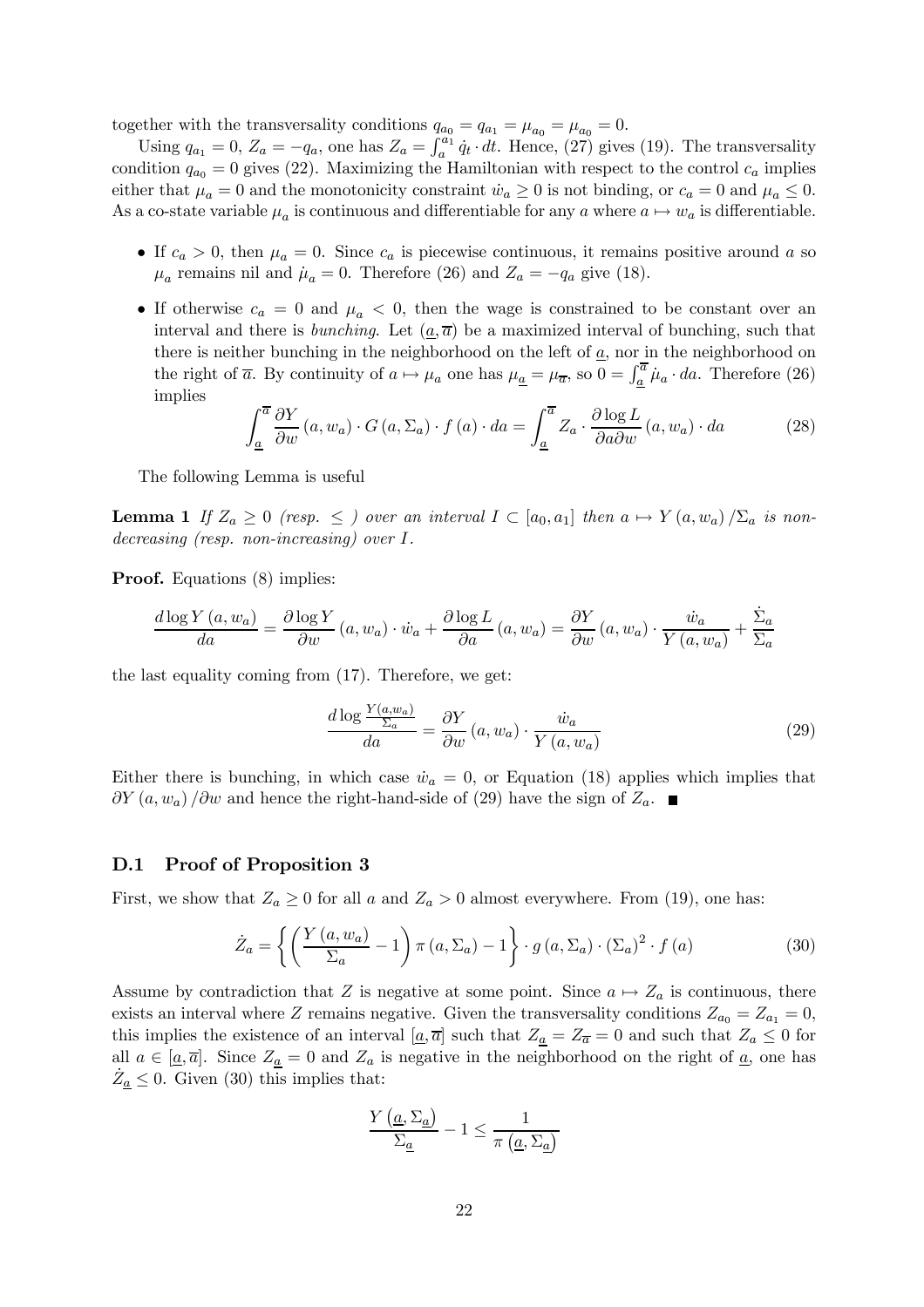together with the transversality conditions $q_{a_0} = q_{a_1} = \mu_{a_0} = \mu_{a_0} = 0$.

Using $q_{a_1} = 0$, $Z_a = -q_a$, one has $Z_a = \int_a^{a_1} \dot{q}_t \cdot dt$. Hence, (27) gives (19). The transversality condition $q_{a_0} = 0$ gives (22). Maximizing the Hamiltonian with respect to the control $c_a$ implies either that $\mu_a = 0$ and the monotonicity constraint $\dot{w}_a \geq 0$ is not binding, or $c_a = 0$ and $\mu_a \leq 0$. As a co-state variable $\mu_a$ is continuous and differentiable for any $a$ where $a \mapsto w_a$ is differentiable.

- If $c_a > 0$, then $\mu_a = 0$. Since $c_a$ is piecewise continuous, it remains positive around $a$ so $\mu_a$ remains nil and $\dot{\mu}_a = 0$. Therefore (26) and $Z_a = -q_a$ give (18).
- If otherwise $c_a = 0$ and $\mu_a < 0$, then the wage is constrained to be constant over an interval and there is *bunching*. Let $(\underline{a}, \overline{a})$ be a maximized interval of bunching, such that there is neither bunching in the neighborhood on the left of $\underline{a}$, nor in the neighborhood on the right of $\overline{a}$. By continuity of $a \mapsto \mu_a$ one has $\mu_{\underline{a}} = \mu_{\overline{a}}$, so $0 = \int_{\underline{a}}^{\overline{a}} \dot{\mu}_a \cdot da$. Therefore (26) implies

$$\int_{\underline{a}}^{\overline{a}} \frac{\partial Y}{\partial w}(a, w_a) \cdot G(a, \Sigma_a) \cdot f(a) \cdot da = \int_{\underline{a}}^{\overline{a}} Z_a \cdot \frac{\partial \log L}{\partial a \partial w}(a, w_a) \cdot da \tag{28}$$

The following Lemma is useful

**Lemma 1** *If $Z_a \geq 0$ (resp. $\leq$ ) over an interval $I \subset [a_0, a_1]$ then $a \mapsto Y(a, w_a)/\Sigma_a$ is non-decreasing (resp. non-increasing) over $I$.*

**Proof.** Equations (8) implies:

$$\frac{d \log Y(a, w_a)}{da} = \frac{\partial \log Y}{\partial w}(a, w_a) \cdot \dot{w}_a + \frac{\partial \log L}{\partial a}(a, w_a) = \frac{\partial Y}{\partial w}(a, w_a) \cdot \frac{\dot{w}_a}{Y(a, w_a)} + \frac{\dot{\Sigma}_a}{\Sigma_a}$$

the last equality coming from (17). Therefore, we get:

$$\frac{d \log \frac{Y(a, w_a)}{\Sigma_a}}{da} = \frac{\partial Y}{\partial w}(a, w_a) \cdot \frac{\dot{w}_a}{Y(a, w_a)} \tag{29}$$

Either there is bunching, in which case $\dot{w}_a = 0$, or Equation (18) applies which implies that $\partial Y(a, w_a)/\partial w$ and hence the right-hand-side of (29) have the sign of $Z_a$. ■

### D.1 Proof of Proposition 3

First, we show that $Z_a \geq 0$ for all $a$ and $Z_a > 0$ almost everywhere. From (19), one has:

$$\dot{Z}_a = \left\{ \left( \frac{Y(a, w_a)}{\Sigma_a} - 1 \right) \pi(a, \Sigma_a) - 1 \right\} \cdot g(a, \Sigma_a) \cdot (\Sigma_a)^2 \cdot f(a) \tag{30}$$

Assume by contradiction that $Z$ is negative at some point. Since $a \mapsto Z_a$ is continuous, there exists an interval where $Z$ remains negative. Given the transversality conditions $Z_{a_0} = Z_{a_1} = 0$, this implies the existence of an interval $[\underline{a}, \overline{a}]$ such that $Z_{\underline{a}} = Z_{\overline{a}} = 0$ and such that $Z_a \leq 0$ for all $a \in [\underline{a}, \overline{a}]$. Since $Z_{\underline{a}} = 0$ and $Z_a$ is negative in the neighborhood on the right of $\underline{a}$, one has $\dot{Z}_{\underline{a}} \leq 0$. Given (30) this implies that:

$$\frac{Y(\underline{a}, \Sigma_{\underline{a}})}{\Sigma_{\underline{a}}} - 1 \leq \frac{1}{\pi(\underline{a}, \Sigma_{\underline{a}})}$$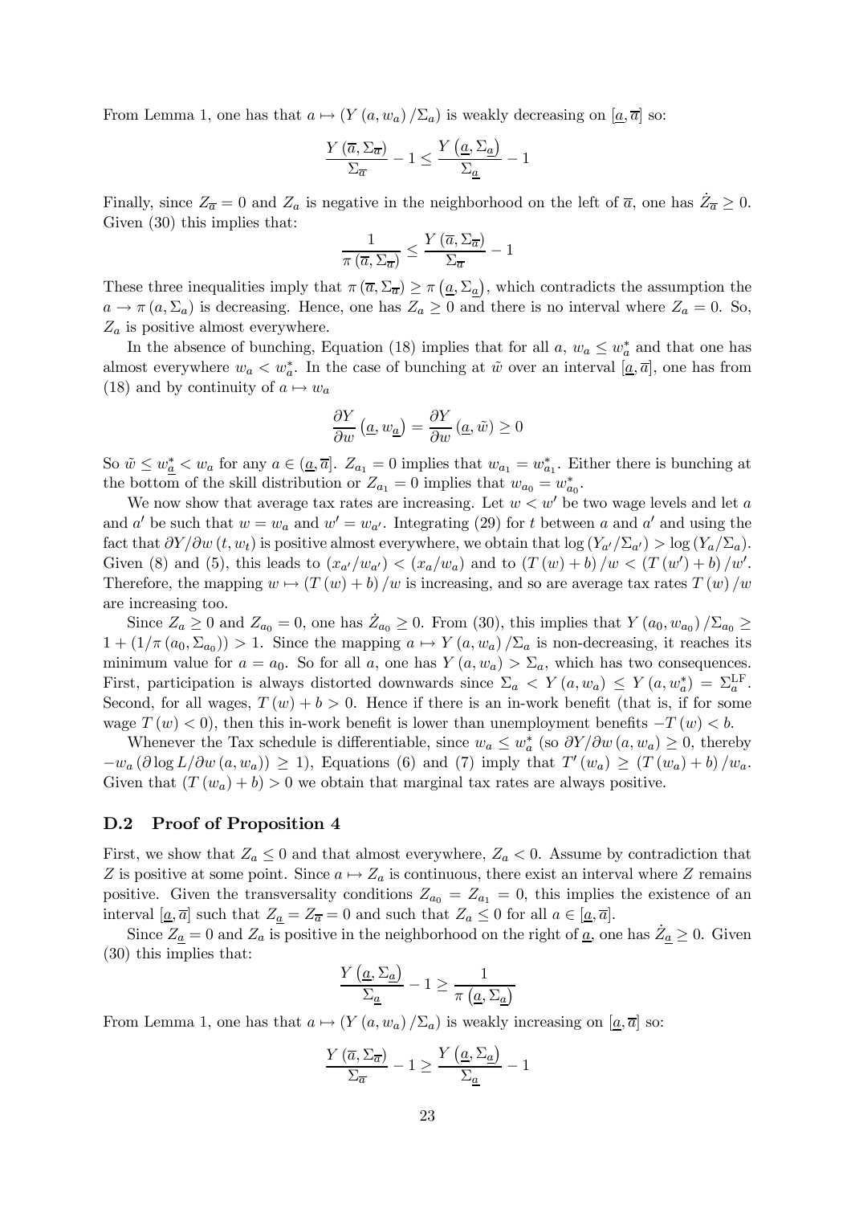From Lemma 1, one has that $a \mapsto (Y(a, w_a)/\Sigma_a)$ is weakly decreasing on $[\underline{a}, \overline{a}]$ so:

$$\frac{Y(\overline{a}, \Sigma_{\overline{a}})}{\Sigma_{\overline{a}}} - 1 \leq \frac{Y(\underline{a}, \Sigma_{\underline{a}})}{\Sigma_{\underline{a}}} - 1$$

Finally, since $Z_{\overline{a}} = 0$ and $Z_a$ is negative in the neighborhood on the left of $\overline{a}$, one has $\dot{Z}_{\overline{a}} \geq 0$. Given (30) this implies that:

$$\frac{1}{\pi(\overline{a}, \Sigma_{\overline{a}})} \leq \frac{Y(\overline{a}, \Sigma_{\overline{a}})}{\Sigma_{\overline{a}}} - 1$$

These three inequalities imply that $\pi(\overline{a}, \Sigma_{\overline{a}}) \geq \pi(\underline{a}, \Sigma_{\underline{a}})$, which contradicts the assumption the $a \to \pi(a, \Sigma_a)$ is decreasing. Hence, one has $Z_a \geq 0$ and there is no interval where $Z_a = 0$. So, $Z_a$ is positive almost everywhere.

In the absence of bunching, Equation (18) implies that for all $a$, $w_a \leq w_a^*$ and that one has almost everywhere $w_a < w_a^*$. In the case of bunching at $\tilde{w}$ over an interval $[\underline{a}, \overline{a}]$, one has from (18) and by continuity of $a \mapsto w_a$

$$\frac{\partial Y}{\partial w}(\underline{a}, w_{\underline{a}}) = \frac{\partial Y}{\partial w}(\underline{a}, \tilde{w}) \geq 0$$

So $\tilde{w} \leq w_{\underline{a}}^* < w_a$ for any $a \in (\underline{a}, \overline{a}]$. $Z_{a_1} = 0$ implies that $w_{a_1} = w_{a_1}^*$. Either there is bunching at the bottom of the skill distribution or $Z_{a_1} = 0$ implies that $w_{a_0} = w_{a_0}^*$.

We now show that average tax rates are increasing. Let $w < w'$ be two wage levels and let $a$ and $a'$ be such that $w = w_a$ and $w' = w_{a'}$. Integrating (29) for $t$ between $a$ and $a'$ and using the fact that $\partial Y/\partial w(t, w_t)$ is positive almost everywhere, we obtain that $\log(Y_{a'}/\Sigma_{a'}) > \log(Y_a/\Sigma_a)$. Given (8) and (5), this leads to $(x_{a'}/w_{a'}) < (x_a/w_a)$ and to $(T(w) + b)/w < (T(w') + b)/w'$. Therefore, the mapping $w \mapsto (T(w) + b)/w$ is increasing, and so are average tax rates $T(w)/w$ are increasing too.

Since $Z_a \geq 0$ and $Z_{a_0} = 0$, one has $\dot{Z}_{a_0} \geq 0$. From (30), this implies that $Y(a_0, w_{a_0})/\Sigma_{a_0} \geq 1 + (1/\pi(a_0, \Sigma_{a_0})) > 1$. Since the mapping $a \mapsto Y(a, w_a)/\Sigma_a$ is non-decreasing, it reaches its minimum value for $a = a_0$. So for all $a$, one has $Y(a, w_a) > \Sigma_a$, which has two consequences. First, participation is always distorted downwards since $\Sigma_a < Y(a, w_a) \leq Y(a, w_a^*) = \Sigma_a^{\text{LF}}$. Second, for all wages, $T(w) + b > 0$. Hence if there is an in-work benefit (that is, if for some wage $T(w) < 0$), then this in-work benefit is lower than unemployment benefits $-T(w) < b$.

Whenever the Tax schedule is differentiable, since $w_a \leq w_a^*$ (so $\partial Y/\partial w(a, w_a) \geq 0$, thereby $-w_a(\partial \log L/\partial w(a, w_a)) \geq 1$), Equations (6) and (7) imply that $T'(w_a) \geq (T(w_a) + b)/w_a$. Given that $(T(w_a) + b) > 0$ we obtain that marginal tax rates are always positive.

## D.2 Proof of Proposition 4

First, we show that $Z_a \leq 0$ and that almost everywhere, $Z_a < 0$. Assume by contradiction that $Z$ is positive at some point. Since $a \mapsto Z_a$ is continuous, there exist an interval where $Z$ remains positive. Given the transversality conditions $Z_{a_0} = Z_{a_1} = 0$, this implies the existence of an interval $[\underline{a}, \overline{a}]$ such that $Z_{\underline{a}} = Z_{\overline{a}} = 0$ and such that $Z_a \leq 0$ for all $a \in [\underline{a}, \overline{a}]$.

Since $Z_{\underline{a}} = 0$ and $Z_a$ is positive in the neighborhood on the right of $\underline{a}$, one has $\dot{Z}_{\underline{a}} \geq 0$. Given (30) this implies that:

$$\frac{Y(\underline{a}, \Sigma_{\underline{a}})}{\Sigma_{\underline{a}}} - 1 \geq \frac{1}{\pi(\underline{a}, \Sigma_{\underline{a}})}$$

From Lemma 1, one has that $a \mapsto (Y(a, w_a)/\Sigma_a)$ is weakly increasing on $[\underline{a}, \overline{a}]$ so:

$$\frac{Y(\overline{a}, \Sigma_{\overline{a}})}{\Sigma_{\overline{a}}} - 1 \geq \frac{Y(\underline{a}, \Sigma_{\underline{a}})}{\Sigma_{\underline{a}}} - 1$$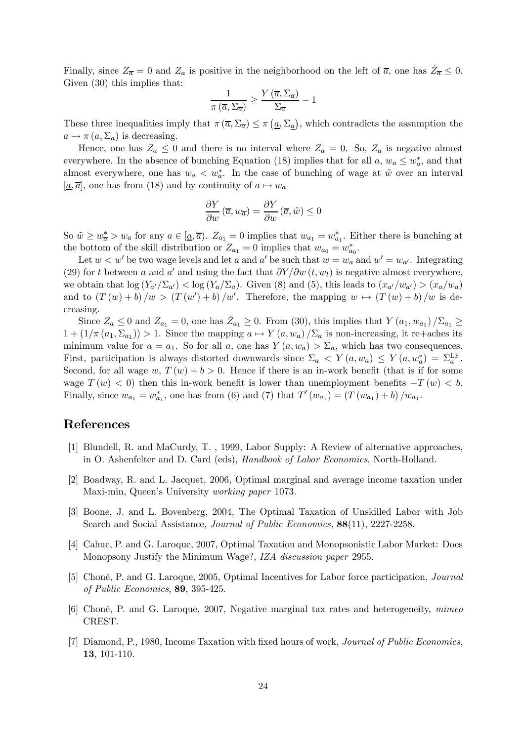Finally, since $Z_{\overline{a}} = 0$ and $Z_a$ is positive in the neighborhood on the left of $\overline{a}$, one has $\dot{Z}_{\overline{a}} \leq 0$. Given (30) this implies that:

$$\frac{1}{\pi(\overline{a}, \Sigma_{\overline{a}})} \geq \frac{Y(\overline{a}, \Sigma_{\overline{a}})}{\Sigma_{\overline{a}}} - 1$$

These three inequalities imply that $\pi(\overline{a}, \Sigma_{\overline{a}}) \leq \pi(\underline{a}, \Sigma_{\underline{a}})$, which contradicts the assumption the $a \to \pi(a, \Sigma_a)$ is decreasing.

Hence, one has $Z_a \leq 0$ and there is no interval where $Z_a = 0$. So, $Z_a$ is negative almost everywhere. In the absence of bunching Equation (18) implies that for all $a$, $w_a \leq w_a^*$, and that almost everywhere, one has $w_a < w_a^*$. In the case of bunching of wage at $\tilde{w}$ over an interval $[\underline{a}, \overline{a}]$, one has from (18) and by continuity of $a \mapsto w_a$

$$\frac{\partial Y}{\partial w}(\overline{a}, w_{\overline{a}}) = \frac{\partial Y}{\partial w}(\overline{a}, \tilde{w}) \leq 0$$

So $\tilde{w} \geq w_{\overline{a}}^* > w_a$ for any $a \in [\underline{a}, \overline{a})$. $Z_{a_1} = 0$ implies that $w_{a_1} = w_{a_1}^*$. Either there is bunching at the bottom of the skill distribution or $Z_{a_1} = 0$ implies that $w_{a_0} = w_{a_0}^*$.

Let $w < w'$ be two wage levels and let $a$ and $a'$ be such that $w = w_a$ and $w' = w_{a'}$. Integrating (29) for $t$ between $a$ and $a'$ and using the fact that $\partial Y / \partial w(t, w_t)$ is negative almost everywhere, we obtain that $\log(Y_{a'}/\Sigma_{a'}) < \log(Y_a/\Sigma_a)$. Given (8) and (5), this leads to $(x_{a'}/w_{a'}) > (x_a/w_a)$ and to $(T(w) + b)/w > (T(w') + b)/w'$. Therefore, the mapping $w \mapsto (T(w) + b)/w$ is decreasing.

Since $Z_a \leq 0$ and $Z_{a_1} = 0$, one has $\dot{Z}_{a_1} \geq 0$. From (30), this implies that $Y(a_1, w_{a_1})/\Sigma_{a_1} \geq 1 + (1/\pi(a_1, \Sigma_{a_1})) > 1$. Since the mapping $a \mapsto Y(a, w_a)/\Sigma_a$ is non-increasing, it re+aches its minimum value for $a = a_1$. So for all $a$, one has $Y(a, w_a) > \Sigma_a$, which has two consequences. First, participation is always distorted downwards since $\Sigma_a < Y(a, w_a) \leq Y(a, w_a^*) = \Sigma_a^{\mathrm{LF}}$. Second, for all wage $w$, $T(w) + b > 0$. Hence if there is an in-work benefit (that is if for some wage $T(w) < 0$) then this in-work benefit is lower than unemployment benefits $-T(w) < b$. Finally, since $w_{a_1} = w_{a_1}^*$, one has from (6) and (7) that $T'(w_{a_1}) = (T(w_{a_1}) + b)/w_{a_1}$.

# References

[1] Blundell, R. and MaCurdy, T. , 1999, Labor Supply: A Review of alternative approaches, in O. Ashenfelter and D. Card (eds), *Handbook of Labor Economics*, North-Holland.

[2] Boadway, R. and L. Jacquet, 2006, Optimal marginal and average income taxation under Maxi-min, Queen's University *working paper* 1073.

[3] Boone, J. and L. Bovenberg, 2004, The Optimal Taxation of Unskilled Labor with Job Search and Social Assistance, *Journal of Public Economics*, **88**(11), 2227-2258.

[4] Cahuc, P. and G. Laroque, 2007, Optimal Taxation and Monopsonistic Labor Market: Does Monopsony Justify the Minimum Wage?, *IZA discussion paper* 2955.

[5] Choné, P. and G. Laroque, 2005, Optimal Incentives for Labor force participation, *Journal of Public Economics*, **89**, 395-425.

[6] Choné, P. and G. Laroque, 2007, Negative marginal tax rates and heterogeneity, *mimeo* CREST.

[7] Diamond, P., 1980, Income Taxation with fixed hours of work, *Journal of Public Economics*, **13**, 101-110.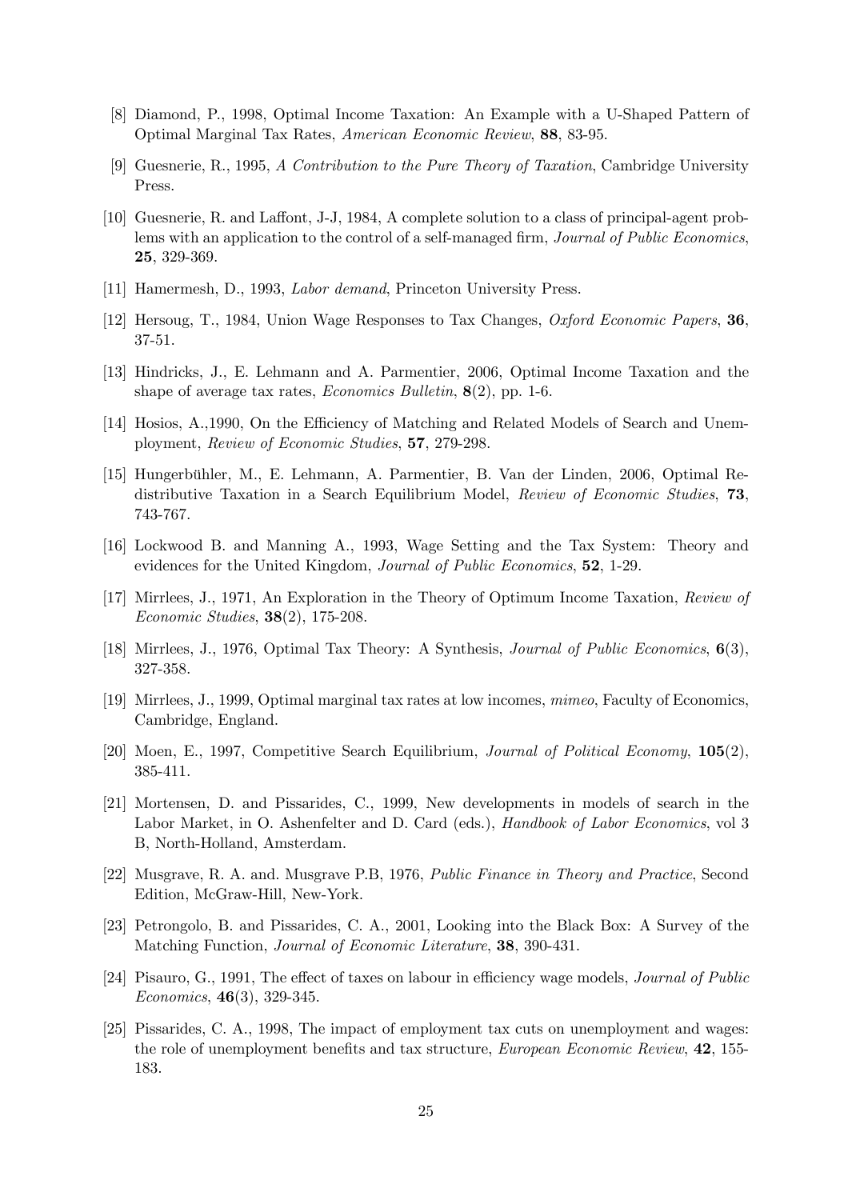[8] Diamond, P., 1998, Optimal Income Taxation: An Example with a U-Shaped Pattern of Optimal Marginal Tax Rates, *American Economic Review*, **88**, 83-95.

[9] Guesnerie, R., 1995, *A Contribution to the Pure Theory of Taxation*, Cambridge University Press.

[10] Guesnerie, R. and Laffont, J-J, 1984, A complete solution to a class of principal-agent problems with an application to the control of a self-managed firm, *Journal of Public Economics*, **25**, 329-369.

[11] Hamermesh, D., 1993, *Labor demand*, Princeton University Press.

[12] Hersoug, T., 1984, Union Wage Responses to Tax Changes, *Oxford Economic Papers*, **36**, 37-51.

[13] Hindricks, J., E. Lehmann and A. Parmentier, 2006, Optimal Income Taxation and the shape of average tax rates, *Economics Bulletin*, **8**(2), pp. 1-6.

[14] Hosios, A.,1990, On the Efficiency of Matching and Related Models of Search and Unemployment, *Review of Economic Studies*, **57**, 279-298.

[15] Hungerbühler, M., E. Lehmann, A. Parmentier, B. Van der Linden, 2006, Optimal Redistributive Taxation in a Search Equilibrium Model, *Review of Economic Studies*, **73**, 743-767.

[16] Lockwood B. and Manning A., 1993, Wage Setting and the Tax System: Theory and evidences for the United Kingdom, *Journal of Public Economics*, **52**, 1-29.

[17] Mirrlees, J., 1971, An Exploration in the Theory of Optimum Income Taxation, *Review of Economic Studies*, **38**(2), 175-208.

[18] Mirrlees, J., 1976, Optimal Tax Theory: A Synthesis, *Journal of Public Economics*, **6**(3), 327-358.

[19] Mirrlees, J., 1999, Optimal marginal tax rates at low incomes, *mimeo*, Faculty of Economics, Cambridge, England.

[20] Moen, E., 1997, Competitive Search Equilibrium, *Journal of Political Economy*, **105**(2), 385-411.

[21] Mortensen, D. and Pissarides, C., 1999, New developments in models of search in the Labor Market, in O. Ashenfelter and D. Card (eds.), *Handbook of Labor Economics*, vol 3 B, North-Holland, Amsterdam.

[22] Musgrave, R. A. and. Musgrave P.B, 1976, *Public Finance in Theory and Practice*, Second Edition, McGraw-Hill, New-York.

[23] Petrongolo, B. and Pissarides, C. A., 2001, Looking into the Black Box: A Survey of the Matching Function, *Journal of Economic Literature*, **38**, 390-431.

[24] Pisauro, G., 1991, The effect of taxes on labour in efficiency wage models, *Journal of Public Economics*, **46**(3), 329-345.

[25] Pissarides, C. A., 1998, The impact of employment tax cuts on unemployment and wages: the role of unemployment benefits and tax structure, *European Economic Review*, **42**, 155-183.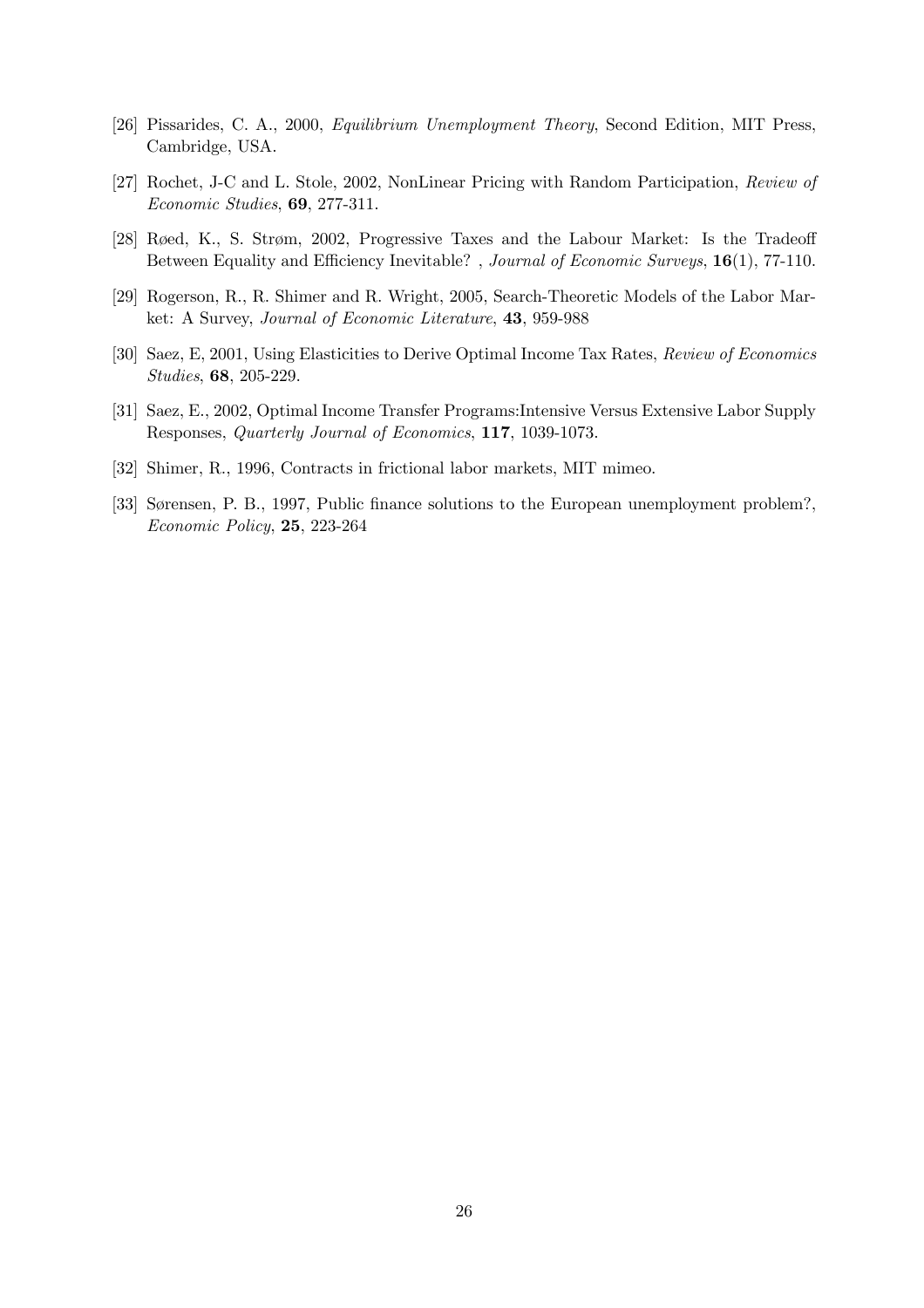[26] Pissarides, C. A., 2000, *Equilibrium Unemployment Theory*, Second Edition, MIT Press, Cambridge, USA.

[27] Rochet, J-C and L. Stole, 2002, NonLinear Pricing with Random Participation, *Review of Economic Studies*, **69**, 277-311.

[28] Røed, K., S. Strøm, 2002, Progressive Taxes and the Labour Market: Is the Tradeoff Between Equality and Efficiency Inevitable? , *Journal of Economic Surveys*, **16**(1), 77-110.

[29] Rogerson, R., R. Shimer and R. Wright, 2005, Search-Theoretic Models of the Labor Market: A Survey, *Journal of Economic Literature*, **43**, 959-988

[30] Saez, E, 2001, Using Elasticities to Derive Optimal Income Tax Rates, *Review of Economics Studies*, **68**, 205-229.

[31] Saez, E., 2002, Optimal Income Transfer Programs:Intensive Versus Extensive Labor Supply Responses, *Quarterly Journal of Economics*, **117**, 1039-1073.

[32] Shimer, R., 1996, Contracts in frictional labor markets, MIT mimeo.

[33] Sørensen, P. B., 1997, Public finance solutions to the European unemployment problem?, *Economic Policy*, **25**, 223-264